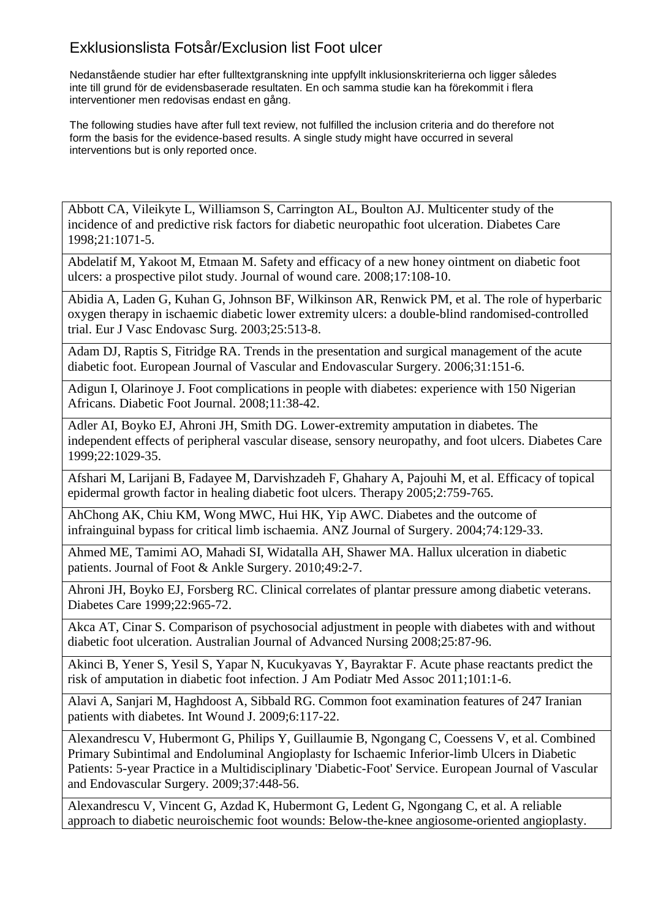# Exklusionslista Fotsår/Exclusion list Foot ulcer

Nedanstående studier har efter fulltextgranskning inte uppfyllt inklusionskriterierna och ligger således inte till grund för de evidensbaserade resultaten. En och samma studie kan ha förekommit i flera interventioner men redovisas endast en gång.

The following studies have after full text review, not fulfilled the inclusion criteria and do therefore not form the basis for the evidence-based results. A single study might have occurred in several interventions but is only reported once.

| |
|---|
| Abbott CA, Vileikyte L, Williamson S, Carrington AL, Boulton AJ. Multicenter study of the incidence of and predictive risk factors for diabetic neuropathic foot ulceration. Diabetes Care 1998;21:1071-5. |
| Abdelatif M, Yakoot M, Etmaan M. Safety and efficacy of a new honey ointment on diabetic foot ulcers: a prospective pilot study. Journal of wound care. 2008;17:108-10. |
| Abidia A, Laden G, Kuhan G, Johnson BF, Wilkinson AR, Renwick PM, et al. The role of hyperbaric oxygen therapy in ischaemic diabetic lower extremity ulcers: a double-blind randomised-controlled trial. Eur J Vasc Endovasc Surg. 2003;25:513-8. |
| Adam DJ, Raptis S, Fitridge RA. Trends in the presentation and surgical management of the acute diabetic foot. European Journal of Vascular and Endovascular Surgery. 2006;31:151-6. |
| Adigun I, Olarinoye J. Foot complications in people with diabetes: experience with 150 Nigerian Africans. Diabetic Foot Journal. 2008;11:38-42. |
| Adler AI, Boyko EJ, Ahroni JH, Smith DG. Lower-extremity amputation in diabetes. The independent effects of peripheral vascular disease, sensory neuropathy, and foot ulcers. Diabetes Care 1999;22:1029-35. |
| Afshari M, Larijani B, Fadayee M, Darvishzadeh F, Ghahary A, Pajouhi M, et al. Efficacy of topical epidermal growth factor in healing diabetic foot ulcers. Therapy 2005;2:759-765. |
| AhChong AK, Chiu KM, Wong MWC, Hui HK, Yip AWC. Diabetes and the outcome of infrainguinal bypass for critical limb ischaemia. ANZ Journal of Surgery. 2004;74:129-33. |
| Ahmed ME, Tamimi AO, Mahadi SI, Widatalla AH, Shawer MA. Hallux ulceration in diabetic patients. Journal of Foot & Ankle Surgery. 2010;49:2-7. |
| Ahroni JH, Boyko EJ, Forsberg RC. Clinical correlates of plantar pressure among diabetic veterans. Diabetes Care 1999;22:965-72. |
| Akca AT, Cinar S. Comparison of psychosocial adjustment in people with diabetes with and without diabetic foot ulceration. Australian Journal of Advanced Nursing 2008;25:87-96. |
| Akinci B, Yener S, Yesil S, Yapar N, Kucukyavas Y, Bayraktar F. Acute phase reactants predict the risk of amputation in diabetic foot infection. J Am Podiatr Med Assoc 2011;101:1-6. |
| Alavi A, Sanjari M, Haghdoost A, Sibbald RG. Common foot examination features of 247 Iranian patients with diabetes. Int Wound J. 2009;6:117-22. |
| Alexandrescu V, Hubermont G, Philips Y, Guillaumie B, Ngongang C, Coessens V, et al. Combined Primary Subintimal and Endoluminal Angioplasty for Ischaemic Inferior-limb Ulcers in Diabetic Patients: 5-year Practice in a Multidisciplinary 'Diabetic-Foot' Service. European Journal of Vascular and Endovascular Surgery. 2009;37:448-56. |
| Alexandrescu V, Vincent G, Azdad K, Hubermont G, Ledent G, Ngongang C, et al. A reliable approach to diabetic neuroischemic foot wounds: Below-the-knee angiosome-oriented angioplasty. |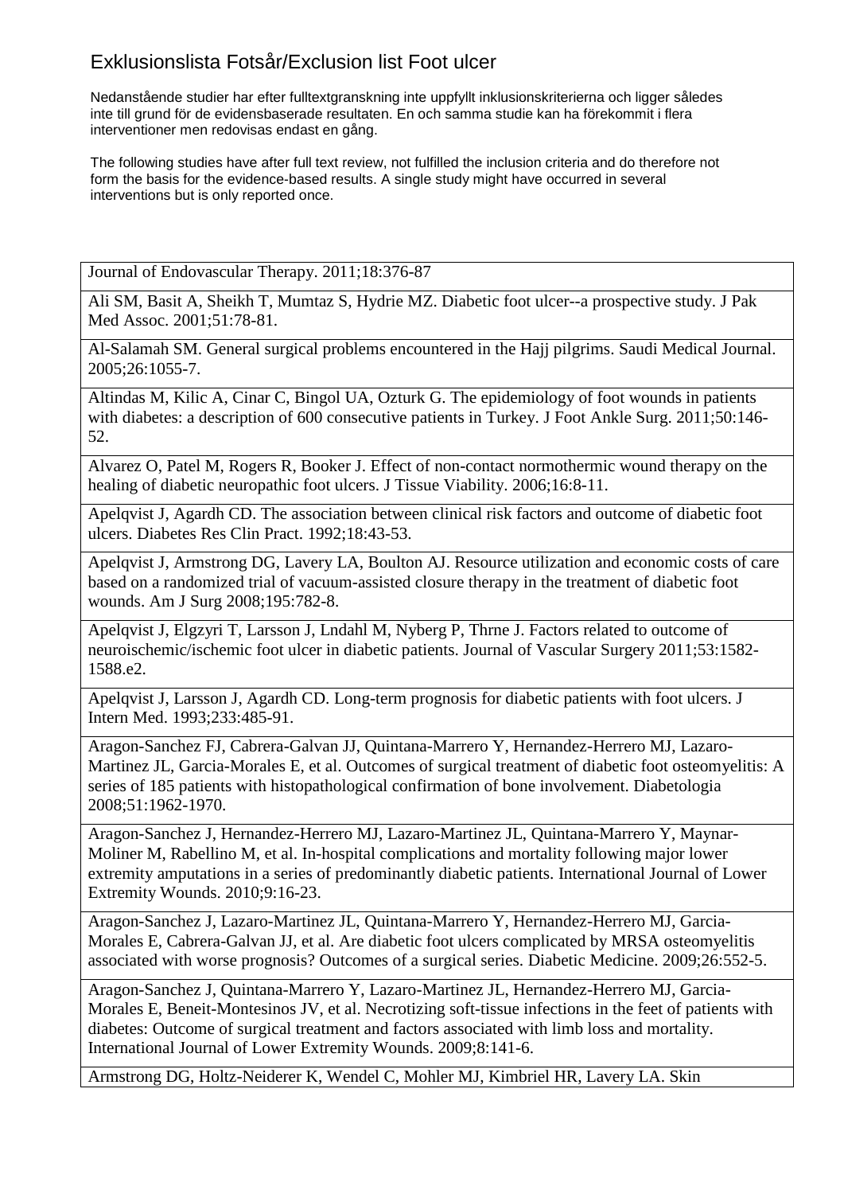# Exklusionslista Fotsår/Exclusion list Foot ulcer

Nedanstående studier har efter fulltextgranskning inte uppfyllt inklusionskriterierna och ligger således inte till grund för de evidensbaserade resultaten. En och samma studie kan ha förekommit i flera interventioner men redovisas endast en gång.

The following studies have after full text review, not fulfilled the inclusion criteria and do therefore not form the basis for the evidence-based results. A single study might have occurred in several interventions but is only reported once.

| |
|---|
| Journal of Endovascular Therapy. 2011;18:376-87 |
| Ali SM, Basit A, Sheikh T, Mumtaz S, Hydrie MZ. Diabetic foot ulcer--a prospective study. J Pak Med Assoc. 2001;51:78-81. |
| Al-Salamah SM. General surgical problems encountered in the Hajj pilgrims. Saudi Medical Journal. 2005;26:1055-7. |
| Altindas M, Kilic A, Cinar C, Bingol UA, Ozturk G. The epidemiology of foot wounds in patients with diabetes: a description of 600 consecutive patients in Turkey. J Foot Ankle Surg. 2011;50:146-52. |
| Alvarez O, Patel M, Rogers R, Booker J. Effect of non-contact normothermic wound therapy on the healing of diabetic neuropathic foot ulcers. J Tissue Viability. 2006;16:8-11. |
| Apelqvist J, Agardh CD. The association between clinical risk factors and outcome of diabetic foot ulcers. Diabetes Res Clin Pract. 1992;18:43-53. |
| Apelqvist J, Armstrong DG, Lavery LA, Boulton AJ. Resource utilization and economic costs of care based on a randomized trial of vacuum-assisted closure therapy in the treatment of diabetic foot wounds. Am J Surg 2008;195:782-8. |
| Apelqvist J, Elgzyri T, Larsson J, Lndahl M, Nyberg P, Thrne J. Factors related to outcome of neuroischemic/ischemic foot ulcer in diabetic patients. Journal of Vascular Surgery 2011;53:1582-1588.e2. |
| Apelqvist J, Larsson J, Agardh CD. Long-term prognosis for diabetic patients with foot ulcers. J Intern Med. 1993;233:485-91. |
| Aragon-Sanchez FJ, Cabrera-Galvan JJ, Quintana-Marrero Y, Hernandez-Herrero MJ, Lazaro-Martinez JL, Garcia-Morales E, et al. Outcomes of surgical treatment of diabetic foot osteomyelitis: A series of 185 patients with histopathological confirmation of bone involvement. Diabetologia 2008;51:1962-1970. |
| Aragon-Sanchez J, Hernandez-Herrero MJ, Lazaro-Martinez JL, Quintana-Marrero Y, Maynar-Moliner M, Rabellino M, et al. In-hospital complications and mortality following major lower extremity amputations in a series of predominantly diabetic patients. International Journal of Lower Extremity Wounds. 2010;9:16-23. |
| Aragon-Sanchez J, Lazaro-Martinez JL, Quintana-Marrero Y, Hernandez-Herrero MJ, Garcia-Morales E, Cabrera-Galvan JJ, et al. Are diabetic foot ulcers complicated by MRSA osteomyelitis associated with worse prognosis? Outcomes of a surgical series. Diabetic Medicine. 2009;26:552-5. |
| Aragon-Sanchez J, Quintana-Marrero Y, Lazaro-Martinez JL, Hernandez-Herrero MJ, Garcia-Morales E, Beneit-Montesinos JV, et al. Necrotizing soft-tissue infections in the feet of patients with diabetes: Outcome of surgical treatment and factors associated with limb loss and mortality. International Journal of Lower Extremity Wounds. 2009;8:141-6. |
| Armstrong DG, Holtz-Neiderer K, Wendel C, Mohler MJ, Kimbriel HR, Lavery LA. Skin |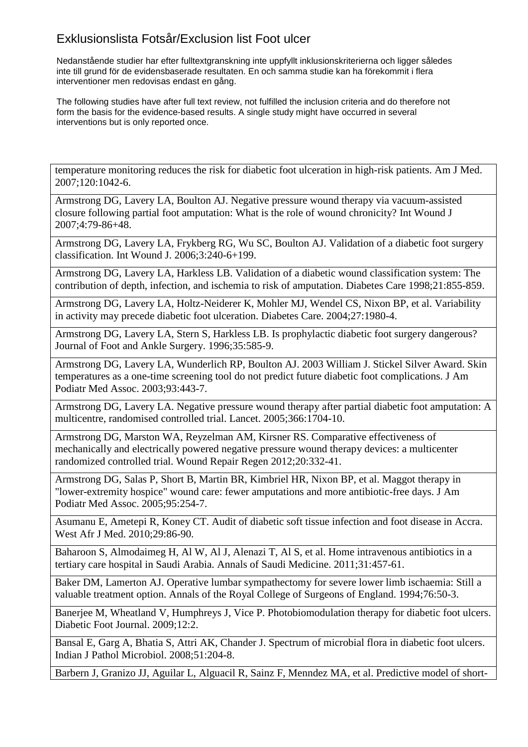# Exklusionslista Fotsår/Exclusion list Foot ulcer

Nedanstående studier har efter fulltextgranskning inte uppfyllt inklusionskriterierna och ligger således inte till grund för de evidensbaserade resultaten. En och samma studie kan ha förekommit i flera interventioner men redovisas endast en gång.

The following studies have after full text review, not fulfilled the inclusion criteria and do therefore not form the basis for the evidence-based results. A single study might have occurred in several interventions but is only reported once.

| |
|---|
| temperature monitoring reduces the risk for diabetic foot ulceration in high-risk patients. Am J Med. 2007;120:1042-6. |
| Armstrong DG, Lavery LA, Boulton AJ. Negative pressure wound therapy via vacuum-assisted closure following partial foot amputation: What is the role of wound chronicity? Int Wound J 2007;4:79-86+48. |
| Armstrong DG, Lavery LA, Frykberg RG, Wu SC, Boulton AJ. Validation of a diabetic foot surgery classification. Int Wound J. 2006;3:240-6+199. |
| Armstrong DG, Lavery LA, Harkless LB. Validation of a diabetic wound classification system: The contribution of depth, infection, and ischemia to risk of amputation. Diabetes Care 1998;21:855-859. |
| Armstrong DG, Lavery LA, Holtz-Neiderer K, Mohler MJ, Wendel CS, Nixon BP, et al. Variability in activity may precede diabetic foot ulceration. Diabetes Care. 2004;27:1980-4. |
| Armstrong DG, Lavery LA, Stern S, Harkless LB. Is prophylactic diabetic foot surgery dangerous? Journal of Foot and Ankle Surgery. 1996;35:585-9. |
| Armstrong DG, Lavery LA, Wunderlich RP, Boulton AJ. 2003 William J. Stickel Silver Award. Skin temperatures as a one-time screening tool do not predict future diabetic foot complications. J Am Podiatr Med Assoc. 2003;93:443-7. |
| Armstrong DG, Lavery LA. Negative pressure wound therapy after partial diabetic foot amputation: A multicentre, randomised controlled trial. Lancet. 2005;366:1704-10. |
| Armstrong DG, Marston WA, Reyzelman AM, Kirsner RS. Comparative effectiveness of mechanically and electrically powered negative pressure wound therapy devices: a multicenter randomized controlled trial. Wound Repair Regen 2012;20:332-41. |
| Armstrong DG, Salas P, Short B, Martin BR, Kimbriel HR, Nixon BP, et al. Maggot therapy in "lower-extremity hospice" wound care: fewer amputations and more antibiotic-free days. J Am Podiatr Med Assoc. 2005;95:254-7. |
| Asumanu E, Ametepi R, Koney CT. Audit of diabetic soft tissue infection and foot disease in Accra. West Afr J Med. 2010;29:86-90. |
| Baharoon S, Almodaimeg H, Al W, Al J, Alenazi T, Al S, et al. Home intravenous antibiotics in a tertiary care hospital in Saudi Arabia. Annals of Saudi Medicine. 2011;31:457-61. |
| Baker DM, Lamerton AJ. Operative lumbar sympathectomy for severe lower limb ischaemia: Still a valuable treatment option. Annals of the Royal College of Surgeons of England. 1994;76:50-3. |
| Banerjee M, Wheatland V, Humphreys J, Vice P. Photobiomodulation therapy for diabetic foot ulcers. Diabetic Foot Journal. 2009;12:2. |
| Bansal E, Garg A, Bhatia S, Attri AK, Chander J. Spectrum of microbial flora in diabetic foot ulcers. Indian J Pathol Microbiol. 2008;51:204-8. |
| Barbern J, Granizo JJ, Aguilar L, Alguacil R, Sainz F, Menndez MA, et al. Predictive model of short- |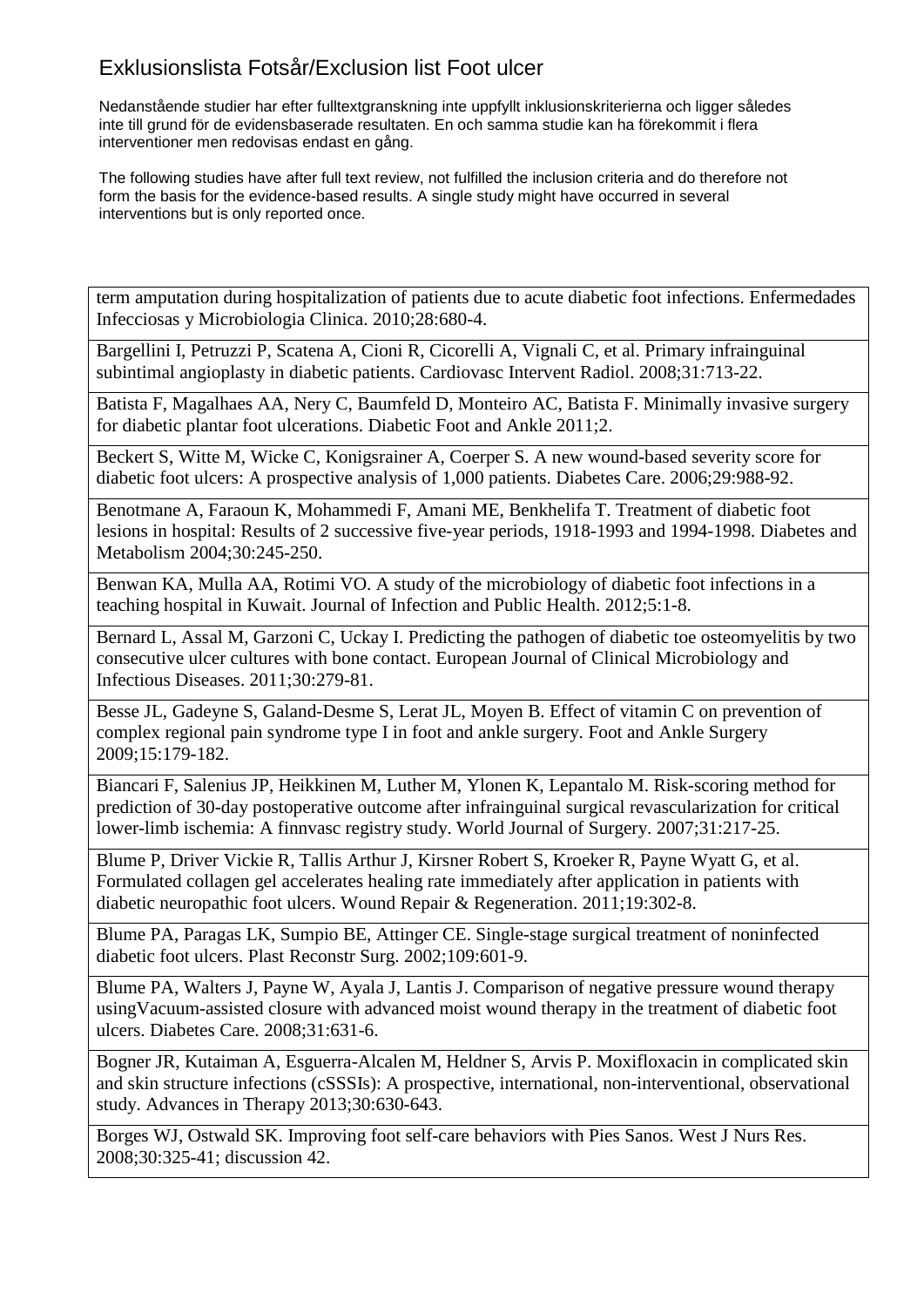# Exklusionslista Fotsår/Exclusion list Foot ulcer

Nedanstående studier har efter fulltextgranskning inte uppfyllt inklusionskriterierna och ligger således inte till grund för de evidensbaserade resultaten. En och samma studie kan ha förekommit i flera interventioner men redovisas endast en gång.

The following studies have after full text review, not fulfilled the inclusion criteria and do therefore not form the basis for the evidence-based results. A single study might have occurred in several interventions but is only reported once.

| |
|---|
| term amputation during hospitalization of patients due to acute diabetic foot infections. Enfermedades Infecciosas y Microbiologia Clinica. 2010;28:680-4. |
| Bargellini I, Petruzzi P, Scatena A, Cioni R, Cicorelli A, Vignali C, et al. Primary infrainguinal subintimal angioplasty in diabetic patients. Cardiovasc Intervent Radiol. 2008;31:713-22. |
| Batista F, Magalhaes AA, Nery C, Baumfeld D, Monteiro AC, Batista F. Minimally invasive surgery for diabetic plantar foot ulcerations. Diabetic Foot and Ankle 2011;2. |
| Beckert S, Witte M, Wicke C, Konigsrainer A, Coerper S. A new wound-based severity score for diabetic foot ulcers: A prospective analysis of 1,000 patients. Diabetes Care. 2006;29:988-92. |
| Benotmane A, Faraoun K, Mohammedi F, Amani ME, Benkhelifa T. Treatment of diabetic foot lesions in hospital: Results of 2 successive five-year periods, 1918-1993 and 1994-1998. Diabetes and Metabolism 2004;30:245-250. |
| Benwan KA, Mulla AA, Rotimi VO. A study of the microbiology of diabetic foot infections in a teaching hospital in Kuwait. Journal of Infection and Public Health. 2012;5:1-8. |
| Bernard L, Assal M, Garzoni C, Uckay I. Predicting the pathogen of diabetic toe osteomyelitis by two consecutive ulcer cultures with bone contact. European Journal of Clinical Microbiology and Infectious Diseases. 2011;30:279-81. |
| Besse JL, Gadeyne S, Galand-Desme S, Lerat JL, Moyen B. Effect of vitamin C on prevention of complex regional pain syndrome type I in foot and ankle surgery. Foot and Ankle Surgery 2009;15:179-182. |
| Biancari F, Salenius JP, Heikkinen M, Luther M, Ylonen K, Lepantalo M. Risk-scoring method for prediction of 30-day postoperative outcome after infrainguinal surgical revascularization for critical lower-limb ischemia: A finnvasc registry study. World Journal of Surgery. 2007;31:217-25. |
| Blume P, Driver Vickie R, Tallis Arthur J, Kirsner Robert S, Kroeker R, Payne Wyatt G, et al. Formulated collagen gel accelerates healing rate immediately after application in patients with diabetic neuropathic foot ulcers. Wound Repair & Regeneration. 2011;19:302-8. |
| Blume PA, Paragas LK, Sumpio BE, Attinger CE. Single-stage surgical treatment of noninfected diabetic foot ulcers. Plast Reconstr Surg. 2002;109:601-9. |
| Blume PA, Walters J, Payne W, Ayala J, Lantis J. Comparison of negative pressure wound therapy usingVacuum-assisted closure with advanced moist wound therapy in the treatment of diabetic foot ulcers. Diabetes Care. 2008;31:631-6. |
| Bogner JR, Kutaiman A, Esguerra-Alcalen M, Heldner S, Arvis P. Moxifloxacin in complicated skin and skin structure infections (cSSSIs): A prospective, international, non-interventional, observational study. Advances in Therapy 2013;30:630-643. |
| Borges WJ, Ostwald SK. Improving foot self-care behaviors with Pies Sanos. West J Nurs Res. 2008;30:325-41; discussion 42. |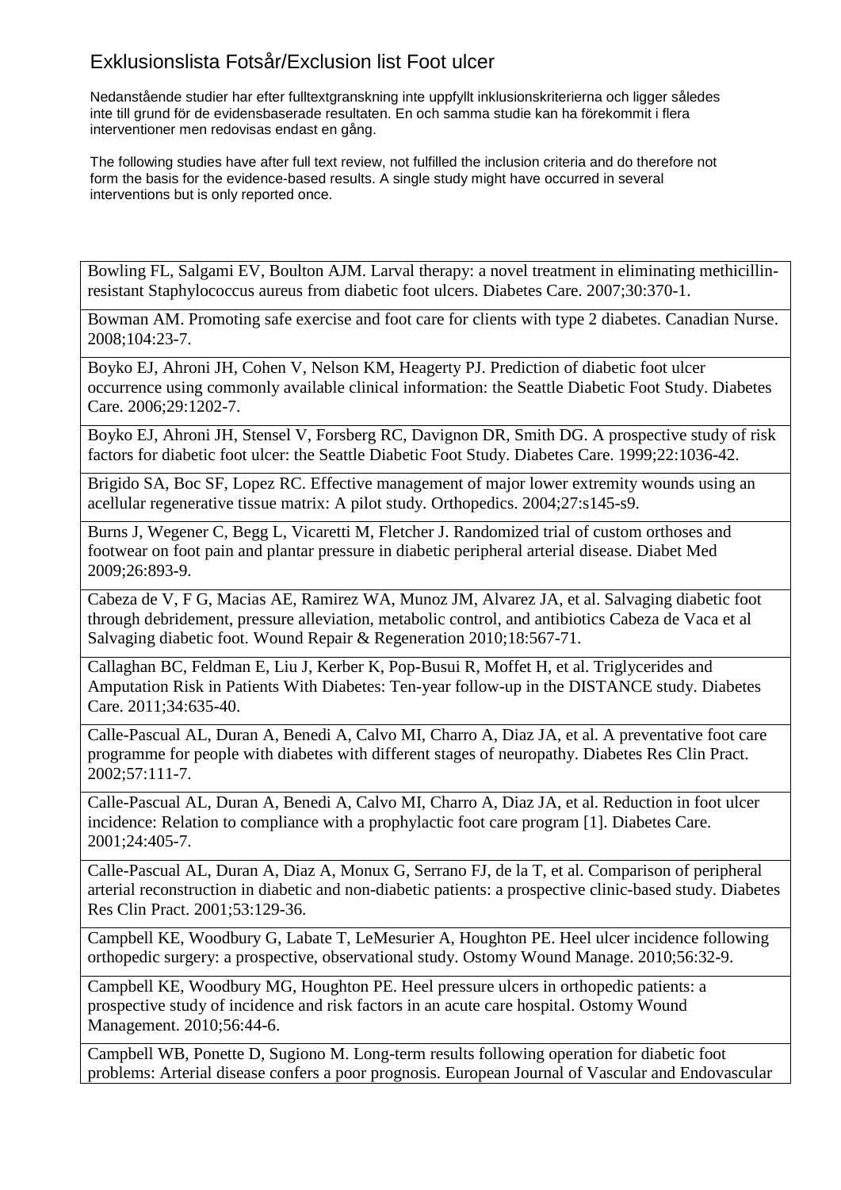# Exklusionslista Fotsår/Exclusion list Foot ulcer

Nedanstående studier har efter fulltextgranskning inte uppfyllt inklusionskriterierna och ligger således inte till grund för de evidensbaserade resultaten. En och samma studie kan ha förekommit i flera interventioner men redovisas endast en gång.

The following studies have after full text review, not fulfilled the inclusion criteria and do therefore not form the basis for the evidence-based results. A single study might have occurred in several interventions but is only reported once.

| |
|---|
| Bowling FL, Salgami EV, Boulton AJM. Larval therapy: a novel treatment in eliminating methicillin-resistant Staphylococcus aureus from diabetic foot ulcers. Diabetes Care. 2007;30:370-1. |
| Bowman AM. Promoting safe exercise and foot care for clients with type 2 diabetes. Canadian Nurse. 2008;104:23-7. |
| Boyko EJ, Ahroni JH, Cohen V, Nelson KM, Heagerty PJ. Prediction of diabetic foot ulcer occurrence using commonly available clinical information: the Seattle Diabetic Foot Study. Diabetes Care. 2006;29:1202-7. |
| Boyko EJ, Ahroni JH, Stensel V, Forsberg RC, Davignon DR, Smith DG. A prospective study of risk factors for diabetic foot ulcer: the Seattle Diabetic Foot Study. Diabetes Care. 1999;22:1036-42. |
| Brigido SA, Boc SF, Lopez RC. Effective management of major lower extremity wounds using an acellular regenerative tissue matrix: A pilot study. Orthopedics. 2004;27:s145-s9. |
| Burns J, Wegener C, Begg L, Vicaretti M, Fletcher J. Randomized trial of custom orthoses and footwear on foot pain and plantar pressure in diabetic peripheral arterial disease. Diabet Med 2009;26:893-9. |
| Cabeza de V, F G, Macias AE, Ramirez WA, Munoz JM, Alvarez JA, et al. Salvaging diabetic foot through debridement, pressure alleviation, metabolic control, and antibiotics Cabeza de Vaca et al Salvaging diabetic foot. Wound Repair & Regeneration 2010;18:567-71. |
| Callaghan BC, Feldman E, Liu J, Kerber K, Pop-Busui R, Moffet H, et al. Triglycerides and Amputation Risk in Patients With Diabetes: Ten-year follow-up in the DISTANCE study. Diabetes Care. 2011;34:635-40. |
| Calle-Pascual AL, Duran A, Benedi A, Calvo MI, Charro A, Diaz JA, et al. A preventative foot care programme for people with diabetes with different stages of neuropathy. Diabetes Res Clin Pract. 2002;57:111-7. |
| Calle-Pascual AL, Duran A, Benedi A, Calvo MI, Charro A, Diaz JA, et al. Reduction in foot ulcer incidence: Relation to compliance with a prophylactic foot care program [1]. Diabetes Care. 2001;24:405-7. |
| Calle-Pascual AL, Duran A, Diaz A, Monux G, Serrano FJ, de la T, et al. Comparison of peripheral arterial reconstruction in diabetic and non-diabetic patients: a prospective clinic-based study. Diabetes Res Clin Pract. 2001;53:129-36. |
| Campbell KE, Woodbury G, Labate T, LeMesurier A, Houghton PE. Heel ulcer incidence following orthopedic surgery: a prospective, observational study. Ostomy Wound Manage. 2010;56:32-9. |
| Campbell KE, Woodbury MG, Houghton PE. Heel pressure ulcers in orthopedic patients: a prospective study of incidence and risk factors in an acute care hospital. Ostomy Wound Management. 2010;56:44-6. |
| Campbell WB, Ponette D, Sugiono M. Long-term results following operation for diabetic foot problems: Arterial disease confers a poor prognosis. European Journal of Vascular and Endovascular |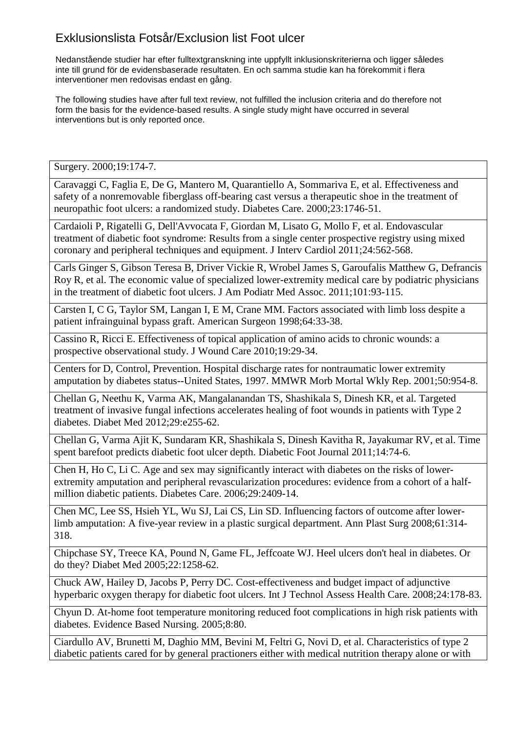# Exklusionslista Fotsår/Exclusion list Foot ulcer

Nedanstående studier har efter fulltextgranskning inte uppfyllt inklusionskriterierna och ligger således inte till grund för de evidensbaserade resultaten. En och samma studie kan ha förekommit i flera interventioner men redovisas endast en gång.

The following studies have after full text review, not fulfilled the inclusion criteria and do therefore not form the basis for the evidence-based results. A single study might have occurred in several interventions but is only reported once.

| |
|---|
| Surgery. 2000;19:174-7. |
| Caravaggi C, Faglia E, De G, Mantero M, Quarantiello A, Sommariva E, et al. Effectiveness and safety of a nonremovable fiberglass off-bearing cast versus a therapeutic shoe in the treatment of neuropathic foot ulcers: a randomized study. Diabetes Care. 2000;23:1746-51. |
| Cardaioli P, Rigatelli G, Dell'Avvocata F, Giordan M, Lisato G, Mollo F, et al. Endovascular treatment of diabetic foot syndrome: Results from a single center prospective registry using mixed coronary and peripheral techniques and equipment. J Interv Cardiol 2011;24:562-568. |
| Carls Ginger S, Gibson Teresa B, Driver Vickie R, Wrobel James S, Garoufalis Matthew G, Defrancis Roy R, et al. The economic value of specialized lower-extremity medical care by podiatric physicians in the treatment of diabetic foot ulcers. J Am Podiatr Med Assoc. 2011;101:93-115. |
| Carsten I, C G, Taylor SM, Langan I, E M, Crane MM. Factors associated with limb loss despite a patient infrainguinal bypass graft. American Surgeon 1998;64:33-38. |
| Cassino R, Ricci E. Effectiveness of topical application of amino acids to chronic wounds: a prospective observational study. J Wound Care 2010;19:29-34. |
| Centers for D, Control, Prevention. Hospital discharge rates for nontraumatic lower extremity amputation by diabetes status--United States, 1997. MMWR Morb Mortal Wkly Rep. 2001;50:954-8. |
| Chellan G, Neethu K, Varma AK, Mangalanandan TS, Shashikala S, Dinesh KR, et al. Targeted treatment of invasive fungal infections accelerates healing of foot wounds in patients with Type 2 diabetes. Diabet Med 2012;29:e255-62. |
| Chellan G, Varma Ajit K, Sundaram KR, Shashikala S, Dinesh Kavitha R, Jayakumar RV, et al. Time spent barefoot predicts diabetic foot ulcer depth. Diabetic Foot Journal 2011;14:74-6. |
| Chen H, Ho C, Li C. Age and sex may significantly interact with diabetes on the risks of lower-extremity amputation and peripheral revascularization procedures: evidence from a cohort of a half-million diabetic patients. Diabetes Care. 2006;29:2409-14. |
| Chen MC, Lee SS, Hsieh YL, Wu SJ, Lai CS, Lin SD. Influencing factors of outcome after lower-limb amputation: A five-year review in a plastic surgical department. Ann Plast Surg 2008;61:314-318. |
| Chipchase SY, Treece KA, Pound N, Game FL, Jeffcoate WJ. Heel ulcers don't heal in diabetes. Or do they? Diabet Med 2005;22:1258-62. |
| Chuck AW, Hailey D, Jacobs P, Perry DC. Cost-effectiveness and budget impact of adjunctive hyperbaric oxygen therapy for diabetic foot ulcers. Int J Technol Assess Health Care. 2008;24:178-83. |
| Chyun D. At-home foot temperature monitoring reduced foot complications in high risk patients with diabetes. Evidence Based Nursing. 2005;8:80. |
| Ciardullo AV, Brunetti M, Daghio MM, Bevini M, Feltri G, Novi D, et al. Characteristics of type 2 diabetic patients cared for by general practioners either with medical nutrition therapy alone or with |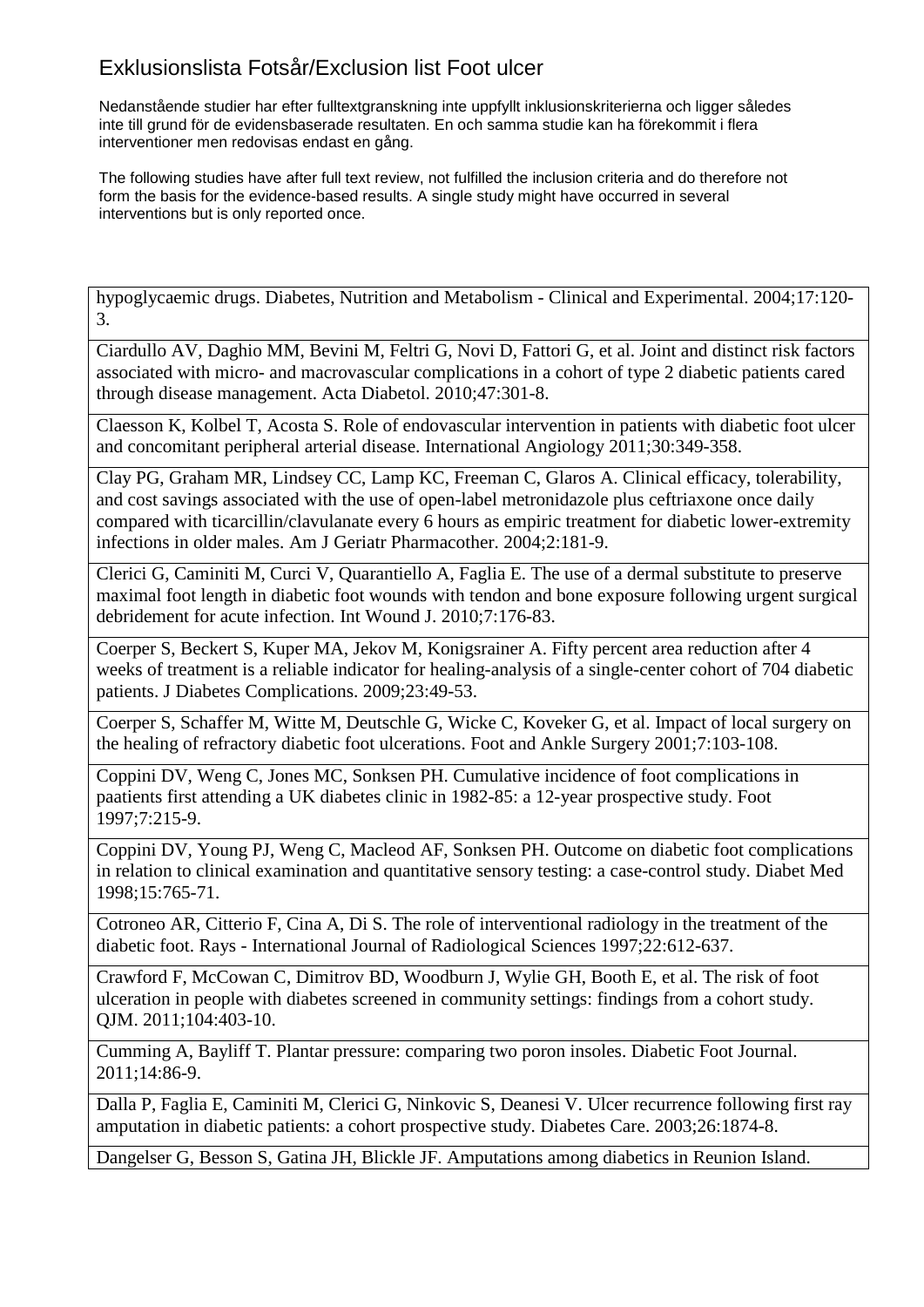# Exklusionslista Fotsår/Exclusion list Foot ulcer

Nedanstående studier har efter fulltextgranskning inte uppfyllt inklusionskriterierna och ligger således inte till grund för de evidensbaserade resultaten. En och samma studie kan ha förekommit i flera interventioner men redovisas endast en gång.

The following studies have after full text review, not fulfilled the inclusion criteria and do therefore not form the basis for the evidence-based results. A single study might have occurred in several interventions but is only reported once.

| |
|---|
| hypoglycaemic drugs. Diabetes, Nutrition and Metabolism - Clinical and Experimental. 2004;17:120-3. |
| Ciardullo AV, Daghio MM, Bevini M, Feltri G, Novi D, Fattori G, et al. Joint and distinct risk factors associated with micro- and macrovascular complications in a cohort of type 2 diabetic patients cared through disease management. Acta Diabetol. 2010;47:301-8. |
| Claesson K, Kolbel T, Acosta S. Role of endovascular intervention in patients with diabetic foot ulcer and concomitant peripheral arterial disease. International Angiology 2011;30:349-358. |
| Clay PG, Graham MR, Lindsey CC, Lamp KC, Freeman C, Glaros A. Clinical efficacy, tolerability, and cost savings associated with the use of open-label metronidazole plus ceftriaxone once daily compared with ticarcillin/clavulanate every 6 hours as empiric treatment for diabetic lower-extremity infections in older males. Am J Geriatr Pharmacother. 2004;2:181-9. |
| Clerici G, Caminiti M, Curci V, Quarantiello A, Faglia E. The use of a dermal substitute to preserve maximal foot length in diabetic foot wounds with tendon and bone exposure following urgent surgical debridement for acute infection. Int Wound J. 2010;7:176-83. |
| Coerper S, Beckert S, Kuper MA, Jekov M, Konigsrainer A. Fifty percent area reduction after 4 weeks of treatment is a reliable indicator for healing-analysis of a single-center cohort of 704 diabetic patients. J Diabetes Complications. 2009;23:49-53. |
| Coerper S, Schaffer M, Witte M, Deutschle G, Wicke C, Koveker G, et al. Impact of local surgery on the healing of refractory diabetic foot ulcerations. Foot and Ankle Surgery 2001;7:103-108. |
| Coppini DV, Weng C, Jones MC, Sonksen PH. Cumulative incidence of foot complications in paatients first attending a UK diabetes clinic in 1982-85: a 12-year prospective study. Foot 1997;7:215-9. |
| Coppini DV, Young PJ, Weng C, Macleod AF, Sonksen PH. Outcome on diabetic foot complications in relation to clinical examination and quantitative sensory testing: a case-control study. Diabet Med 1998;15:765-71. |
| Cotroneo AR, Citterio F, Cina A, Di S. The role of interventional radiology in the treatment of the diabetic foot. Rays - International Journal of Radiological Sciences 1997;22:612-637. |
| Crawford F, McCowan C, Dimitrov BD, Woodburn J, Wylie GH, Booth E, et al. The risk of foot ulceration in people with diabetes screened in community settings: findings from a cohort study. QJM. 2011;104:403-10. |
| Cumming A, Bayliff T. Plantar pressure: comparing two poron insoles. Diabetic Foot Journal. 2011;14:86-9. |
| Dalla P, Faglia E, Caminiti M, Clerici G, Ninkovic S, Deanesi V. Ulcer recurrence following first ray amputation in diabetic patients: a cohort prospective study. Diabetes Care. 2003;26:1874-8. |
| Dangelser G, Besson S, Gatina JH, Blickle JF. Amputations among diabetics in Reunion Island. |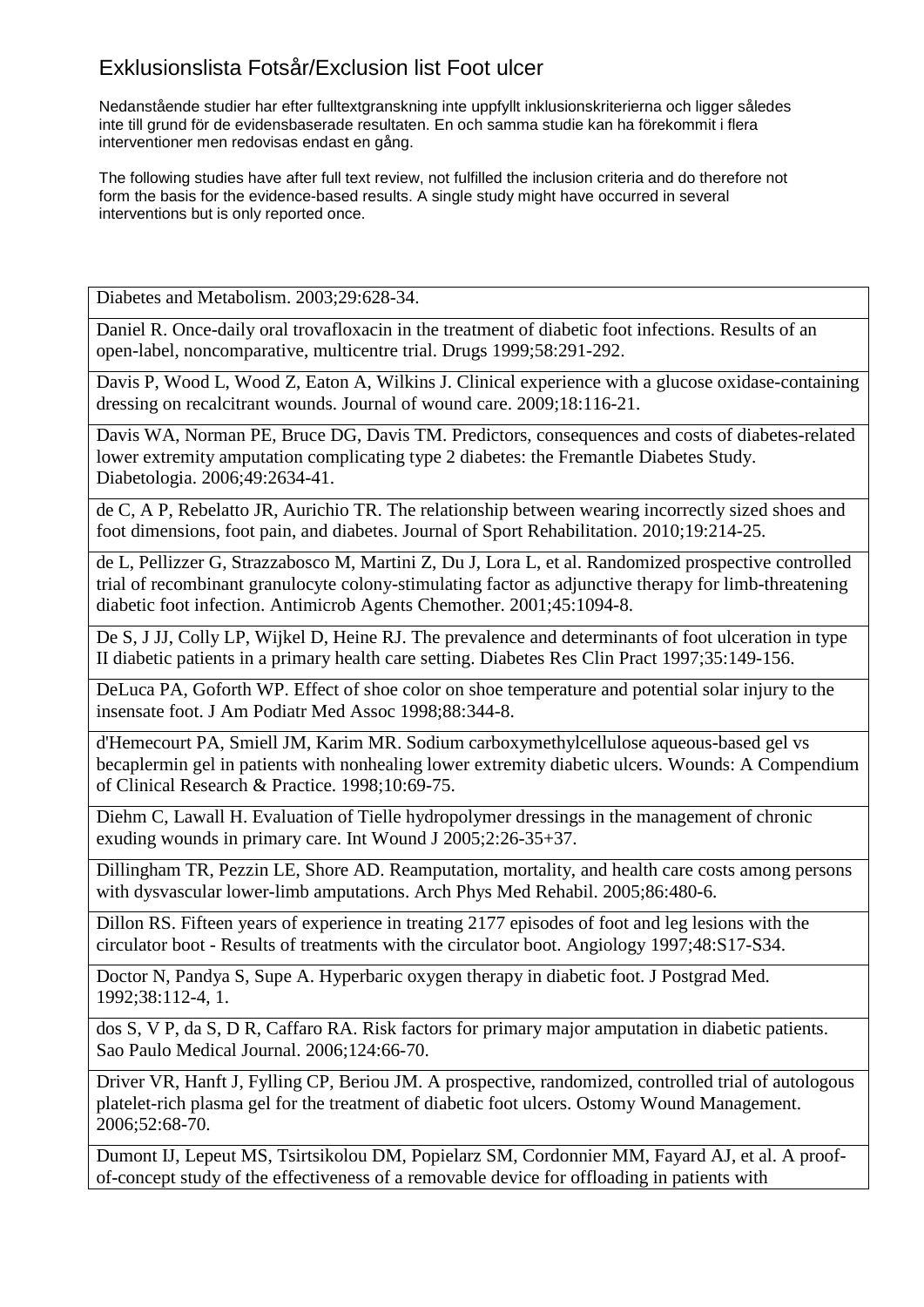# Exklusionslista Fotsår/Exclusion list Foot ulcer

Nedanstående studier har efter fulltextgranskning inte uppfyllt inklusionskriterierna och ligger således inte till grund för de evidensbaserade resultaten. En och samma studie kan ha förekommit i flera interventioner men redovisas endast en gång.

The following studies have after full text review, not fulfilled the inclusion criteria and do therefore not form the basis for the evidence-based results. A single study might have occurred in several interventions but is only reported once.

| |
|---|
| Diabetes and Metabolism. 2003;29:628-34. |
| Daniel R. Once-daily oral trovafloxacin in the treatment of diabetic foot infections. Results of an open-label, noncomparative, multicentre trial. Drugs 1999;58:291-292. |
| Davis P, Wood L, Wood Z, Eaton A, Wilkins J. Clinical experience with a glucose oxidase-containing dressing on recalcitrant wounds. Journal of wound care. 2009;18:116-21. |
| Davis WA, Norman PE, Bruce DG, Davis TM. Predictors, consequences and costs of diabetes-related lower extremity amputation complicating type 2 diabetes: the Fremantle Diabetes Study. Diabetologia. 2006;49:2634-41. |
| de C, A P, Rebelatto JR, Aurichio TR. The relationship between wearing incorrectly sized shoes and foot dimensions, foot pain, and diabetes. Journal of Sport Rehabilitation. 2010;19:214-25. |
| de L, Pellizzer G, Strazzabosco M, Martini Z, Du J, Lora L, et al. Randomized prospective controlled trial of recombinant granulocyte colony-stimulating factor as adjunctive therapy for limb-threatening diabetic foot infection. Antimicrob Agents Chemother. 2001;45:1094-8. |
| De S, J JJ, Colly LP, Wijkel D, Heine RJ. The prevalence and determinants of foot ulceration in type II diabetic patients in a primary health care setting. Diabetes Res Clin Pract 1997;35:149-156. |
| DeLuca PA, Goforth WP. Effect of shoe color on shoe temperature and potential solar injury to the insensate foot. J Am Podiatr Med Assoc 1998;88:344-8. |
| d'Hemecourt PA, Smiell JM, Karim MR. Sodium carboxymethylcellulose aqueous-based gel vs becaplermin gel in patients with nonhealing lower extremity diabetic ulcers. Wounds: A Compendium of Clinical Research & Practice. 1998;10:69-75. |
| Diehm C, Lawall H. Evaluation of Tielle hydropolymer dressings in the management of chronic exuding wounds in primary care. Int Wound J 2005;2:26-35+37. |
| Dillingham TR, Pezzin LE, Shore AD. Reamputation, mortality, and health care costs among persons with dysvascular lower-limb amputations. Arch Phys Med Rehabil. 2005;86:480-6. |
| Dillon RS. Fifteen years of experience in treating 2177 episodes of foot and leg lesions with the circulator boot - Results of treatments with the circulator boot. Angiology 1997;48:S17-S34. |
| Doctor N, Pandya S, Supe A. Hyperbaric oxygen therapy in diabetic foot. J Postgrad Med. 1992;38:112-4, 1. |
| dos S, V P, da S, D R, Caffaro RA. Risk factors for primary major amputation in diabetic patients. Sao Paulo Medical Journal. 2006;124:66-70. |
| Driver VR, Hanft J, Fylling CP, Beriou JM. A prospective, randomized, controlled trial of autologous platelet-rich plasma gel for the treatment of diabetic foot ulcers. Ostomy Wound Management. 2006;52:68-70. |
| Dumont IJ, Lepeut MS, Tsirtsikolou DM, Popielarz SM, Cordonnier MM, Fayard AJ, et al. A proof-of-concept study of the effectiveness of a removable device for offloading in patients with |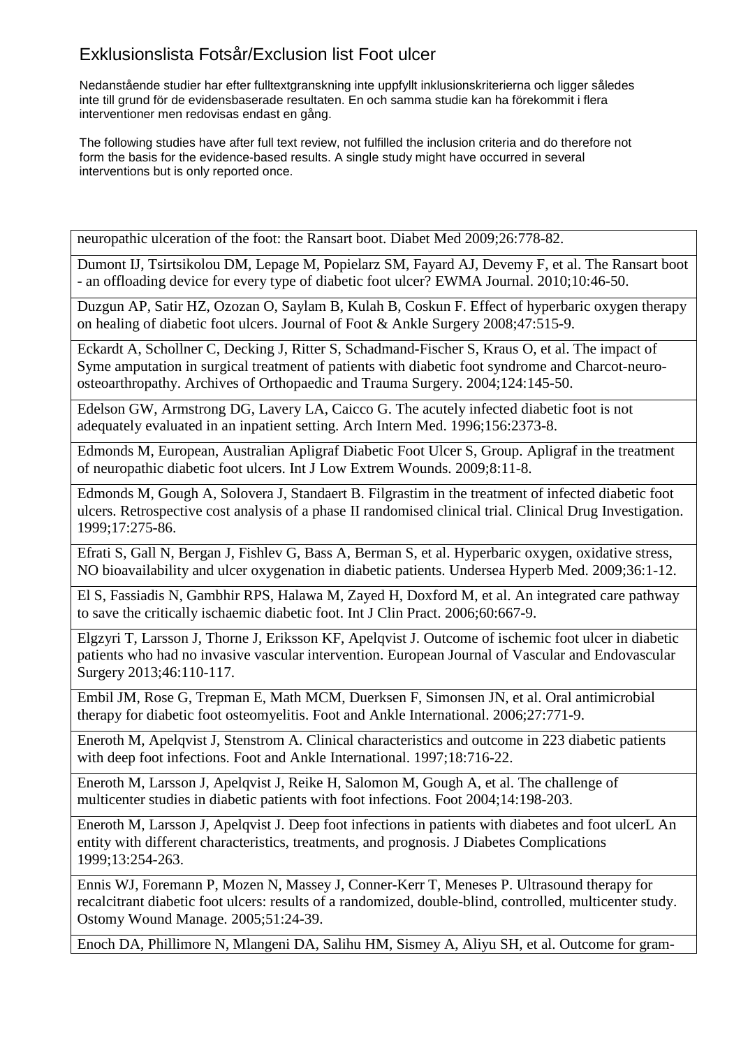# Exklusionslista Fotsår/Exclusion list Foot ulcer

Nedanstående studier har efter fulltextgranskning inte uppfyllt inklusionskriterierna och ligger således inte till grund för de evidensbaserade resultaten. En och samma studie kan ha förekommit i flera interventioner men redovisas endast en gång.

The following studies have after full text review, not fulfilled the inclusion criteria and do therefore not form the basis for the evidence-based results. A single study might have occurred in several interventions but is only reported once.

| |
|---|
| neuropathic ulceration of the foot: the Ransart boot. Diabet Med 2009;26:778-82. |
| Dumont IJ, Tsirtsikolou DM, Lepage M, Popielarz SM, Fayard AJ, Devemy F, et al. The Ransart boot - an offloading device for every type of diabetic foot ulcer? EWMA Journal. 2010;10:46-50. |
| Duzgun AP, Satir HZ, Ozozan O, Saylam B, Kulah B, Coskun F. Effect of hyperbaric oxygen therapy on healing of diabetic foot ulcers. Journal of Foot & Ankle Surgery 2008;47:515-9. |
| Eckardt A, Schollner C, Decking J, Ritter S, Schadmand-Fischer S, Kraus O, et al. The impact of Syme amputation in surgical treatment of patients with diabetic foot syndrome and Charcot-neuro-osteoarthropathy. Archives of Orthopaedic and Trauma Surgery. 2004;124:145-50. |
| Edelson GW, Armstrong DG, Lavery LA, Caicco G. The acutely infected diabetic foot is not adequately evaluated in an inpatient setting. Arch Intern Med. 1996;156:2373-8. |
| Edmonds M, European, Australian Apligraf Diabetic Foot Ulcer S, Group. Apligraf in the treatment of neuropathic diabetic foot ulcers. Int J Low Extrem Wounds. 2009;8:11-8. |
| Edmonds M, Gough A, Solovera J, Standaert B. Filgrastim in the treatment of infected diabetic foot ulcers. Retrospective cost analysis of a phase II randomised clinical trial. Clinical Drug Investigation. 1999;17:275-86. |
| Efrati S, Gall N, Bergan J, Fishlev G, Bass A, Berman S, et al. Hyperbaric oxygen, oxidative stress, NO bioavailability and ulcer oxygenation in diabetic patients. Undersea Hyperb Med. 2009;36:1-12. |
| El S, Fassiadis N, Gambhir RPS, Halawa M, Zayed H, Doxford M, et al. An integrated care pathway to save the critically ischaemic diabetic foot. Int J Clin Pract. 2006;60:667-9. |
| Elgzyri T, Larsson J, Thorne J, Eriksson KF, Apelqvist J. Outcome of ischemic foot ulcer in diabetic patients who had no invasive vascular intervention. European Journal of Vascular and Endovascular Surgery 2013;46:110-117. |
| Embil JM, Rose G, Trepman E, Math MCM, Duerksen F, Simonsen JN, et al. Oral antimicrobial therapy for diabetic foot osteomyelitis. Foot and Ankle International. 2006;27:771-9. |
| Eneroth M, Apelqvist J, Stenstrom A. Clinical characteristics and outcome in 223 diabetic patients with deep foot infections. Foot and Ankle International. 1997;18:716-22. |
| Eneroth M, Larsson J, Apelqvist J, Reike H, Salomon M, Gough A, et al. The challenge of multicenter studies in diabetic patients with foot infections. Foot 2004;14:198-203. |
| Eneroth M, Larsson J, Apelqvist J. Deep foot infections in patients with diabetes and foot ulcerL An entity with different characteristics, treatments, and prognosis. J Diabetes Complications 1999;13:254-263. |
| Ennis WJ, Foremann P, Mozen N, Massey J, Conner-Kerr T, Meneses P. Ultrasound therapy for recalcitrant diabetic foot ulcers: results of a randomized, double-blind, controlled, multicenter study. Ostomy Wound Manage. 2005;51:24-39. |
| Enoch DA, Phillimore N, Mlangeni DA, Salihu HM, Sismey A, Aliyu SH, et al. Outcome for gram- |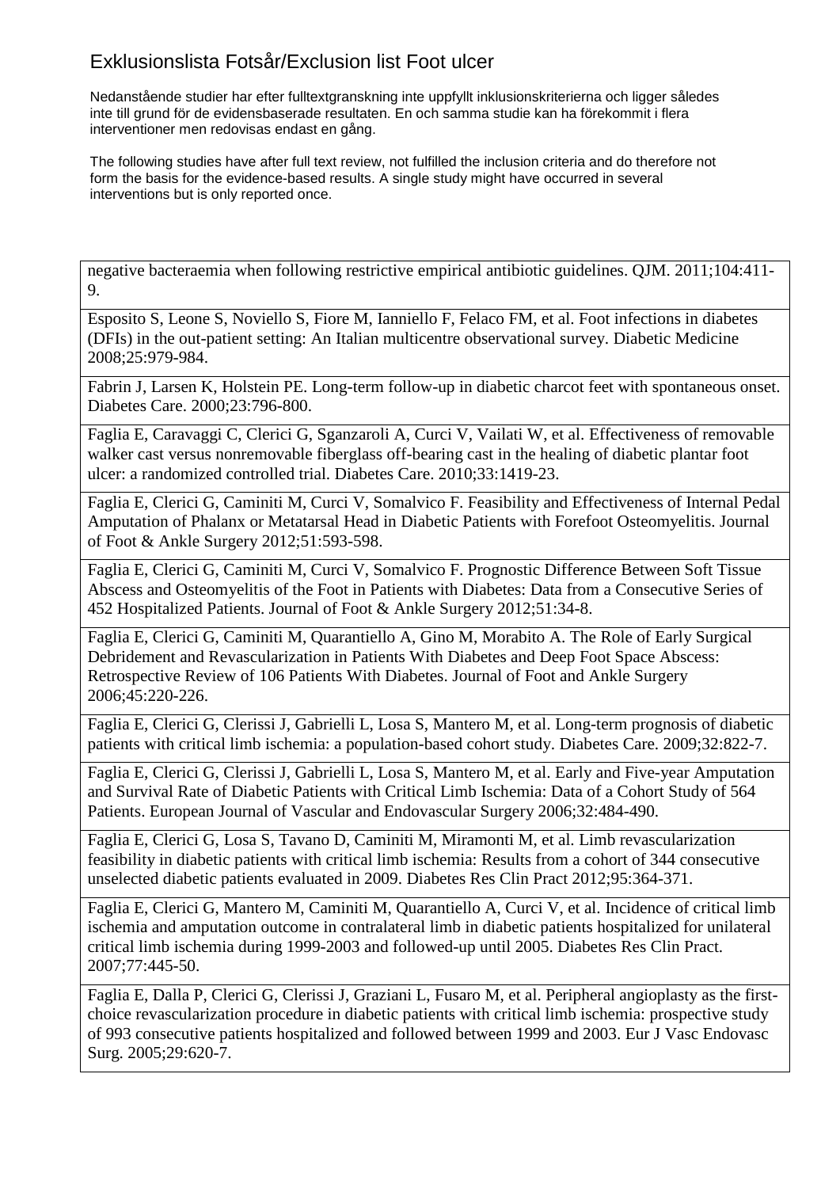# Exklusionslista Fotsår/Exclusion list Foot ulcer

Nedanstående studier har efter fulltextgranskning inte uppfyllt inklusionskriterierna och ligger således inte till grund för de evidensbaserade resultaten. En och samma studie kan ha förekommit i flera interventioner men redovisas endast en gång.

The following studies have after full text review, not fulfilled the inclusion criteria and do therefore not form the basis for the evidence-based results. A single study might have occurred in several interventions but is only reported once.

| |
|---|
| negative bacteraemia when following restrictive empirical antibiotic guidelines. QJM. 2011;104:411-9. |
| Esposito S, Leone S, Noviello S, Fiore M, Ianniello F, Felaco FM, et al. Foot infections in diabetes (DFIs) in the out-patient setting: An Italian multicentre observational survey. Diabetic Medicine 2008;25:979-984. |
| Fabrin J, Larsen K, Holstein PE. Long-term follow-up in diabetic charcot feet with spontaneous onset. Diabetes Care. 2000;23:796-800. |
| Faglia E, Caravaggi C, Clerici G, Sganzaroli A, Curci V, Vailati W, et al. Effectiveness of removable walker cast versus nonremovable fiberglass off-bearing cast in the healing of diabetic plantar foot ulcer: a randomized controlled trial. Diabetes Care. 2010;33:1419-23. |
| Faglia E, Clerici G, Caminiti M, Curci V, Somalvico F. Feasibility and Effectiveness of Internal Pedal Amputation of Phalanx or Metatarsal Head in Diabetic Patients with Forefoot Osteomyelitis. Journal of Foot & Ankle Surgery 2012;51:593-598. |
| Faglia E, Clerici G, Caminiti M, Curci V, Somalvico F. Prognostic Difference Between Soft Tissue Abscess and Osteomyelitis of the Foot in Patients with Diabetes: Data from a Consecutive Series of 452 Hospitalized Patients. Journal of Foot & Ankle Surgery 2012;51:34-8. |
| Faglia E, Clerici G, Caminiti M, Quarantiello A, Gino M, Morabito A. The Role of Early Surgical Debridement and Revascularization in Patients With Diabetes and Deep Foot Space Abscess: Retrospective Review of 106 Patients With Diabetes. Journal of Foot and Ankle Surgery 2006;45:220-226. |
| Faglia E, Clerici G, Clerissi J, Gabrielli L, Losa S, Mantero M, et al. Long-term prognosis of diabetic patients with critical limb ischemia: a population-based cohort study. Diabetes Care. 2009;32:822-7. |
| Faglia E, Clerici G, Clerissi J, Gabrielli L, Losa S, Mantero M, et al. Early and Five-year Amputation and Survival Rate of Diabetic Patients with Critical Limb Ischemia: Data of a Cohort Study of 564 Patients. European Journal of Vascular and Endovascular Surgery 2006;32:484-490. |
| Faglia E, Clerici G, Losa S, Tavano D, Caminiti M, Miramonti M, et al. Limb revascularization feasibility in diabetic patients with critical limb ischemia: Results from a cohort of 344 consecutive unselected diabetic patients evaluated in 2009. Diabetes Res Clin Pract 2012;95:364-371. |
| Faglia E, Clerici G, Mantero M, Caminiti M, Quarantiello A, Curci V, et al. Incidence of critical limb ischemia and amputation outcome in contralateral limb in diabetic patients hospitalized for unilateral critical limb ischemia during 1999-2003 and followed-up until 2005. Diabetes Res Clin Pract. 2007;77:445-50. |
| Faglia E, Dalla P, Clerici G, Clerissi J, Graziani L, Fusaro M, et al. Peripheral angioplasty as the first-choice revascularization procedure in diabetic patients with critical limb ischemia: prospective study of 993 consecutive patients hospitalized and followed between 1999 and 2003. Eur J Vasc Endovasc Surg. 2005;29:620-7. |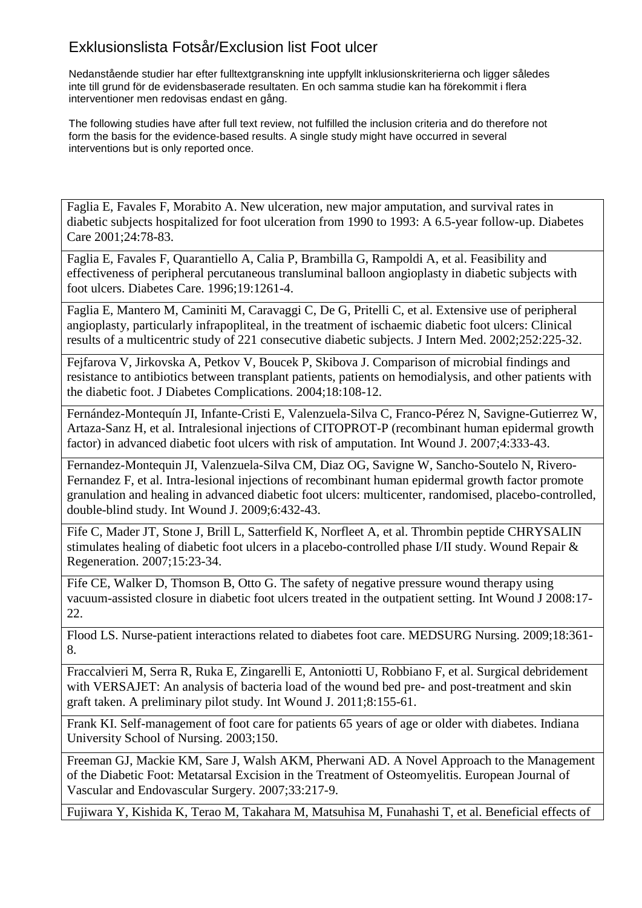# Exklusionslista Fotsår/Exclusion list Foot ulcer

Nedanstående studier har efter fulltextgranskning inte uppfyllt inklusionskriterierna och ligger således inte till grund för de evidensbaserade resultaten. En och samma studie kan ha förekommit i flera interventioner men redovisas endast en gång.

The following studies have after full text review, not fulfilled the inclusion criteria and do therefore not form the basis for the evidence-based results. A single study might have occurred in several interventions but is only reported once.

| |
|---|
| Faglia E, Favales F, Morabito A. New ulceration, new major amputation, and survival rates in diabetic subjects hospitalized for foot ulceration from 1990 to 1993: A 6.5-year follow-up. Diabetes Care 2001;24:78-83. |
| Faglia E, Favales F, Quarantiello A, Calia P, Brambilla G, Rampoldi A, et al. Feasibility and effectiveness of peripheral percutaneous transluminal balloon angioplasty in diabetic subjects with foot ulcers. Diabetes Care. 1996;19:1261-4. |
| Faglia E, Mantero M, Caminiti M, Caravaggi C, De G, Pritelli C, et al. Extensive use of peripheral angioplasty, particularly infrapopliteal, in the treatment of ischaemic diabetic foot ulcers: Clinical results of a multicentric study of 221 consecutive diabetic subjects. J Intern Med. 2002;252:225-32. |
| Fejfarova V, Jirkovska A, Petkov V, Boucek P, Skibova J. Comparison of microbial findings and resistance to antibiotics between transplant patients, patients on hemodialysis, and other patients with the diabetic foot. J Diabetes Complications. 2004;18:108-12. |
| Fernández-Montequín JI, Infante-Cristi E, Valenzuela-Silva C, Franco-Pérez N, Savigne-Gutierrez W, Artaza-Sanz H, et al. Intralesional injections of CITOPROT-P (recombinant human epidermal growth factor) in advanced diabetic foot ulcers with risk of amputation. Int Wound J. 2007;4:333-43. |
| Fernandez-Montequin JI, Valenzuela-Silva CM, Diaz OG, Savigne W, Sancho-Soutelo N, Rivero-Fernandez F, et al. Intra-lesional injections of recombinant human epidermal growth factor promote granulation and healing in advanced diabetic foot ulcers: multicenter, randomised, placebo-controlled, double-blind study. Int Wound J. 2009;6:432-43. |
| Fife C, Mader JT, Stone J, Brill L, Satterfield K, Norfleet A, et al. Thrombin peptide CHRYSALIN stimulates healing of diabetic foot ulcers in a placebo-controlled phase I/II study. Wound Repair & Regeneration. 2007;15:23-34. |
| Fife CE, Walker D, Thomson B, Otto G. The safety of negative pressure wound therapy using vacuum-assisted closure in diabetic foot ulcers treated in the outpatient setting. Int Wound J 2008:17-22. |
| Flood LS. Nurse-patient interactions related to diabetes foot care. MEDSURG Nursing. 2009;18:361-8. |
| Fraccalvieri M, Serra R, Ruka E, Zingarelli E, Antoniotti U, Robbiano F, et al. Surgical debridement with VERSAJET: An analysis of bacteria load of the wound bed pre- and post-treatment and skin graft taken. A preliminary pilot study. Int Wound J. 2011;8:155-61. |
| Frank KI. Self-management of foot care for patients 65 years of age or older with diabetes. Indiana University School of Nursing. 2003;150. |
| Freeman GJ, Mackie KM, Sare J, Walsh AKM, Pherwani AD. A Novel Approach to the Management of the Diabetic Foot: Metatarsal Excision in the Treatment of Osteomyelitis. European Journal of Vascular and Endovascular Surgery. 2007;33:217-9. |
| Fujiwara Y, Kishida K, Terao M, Takahara M, Matsuhisa M, Funahashi T, et al. Beneficial effects of |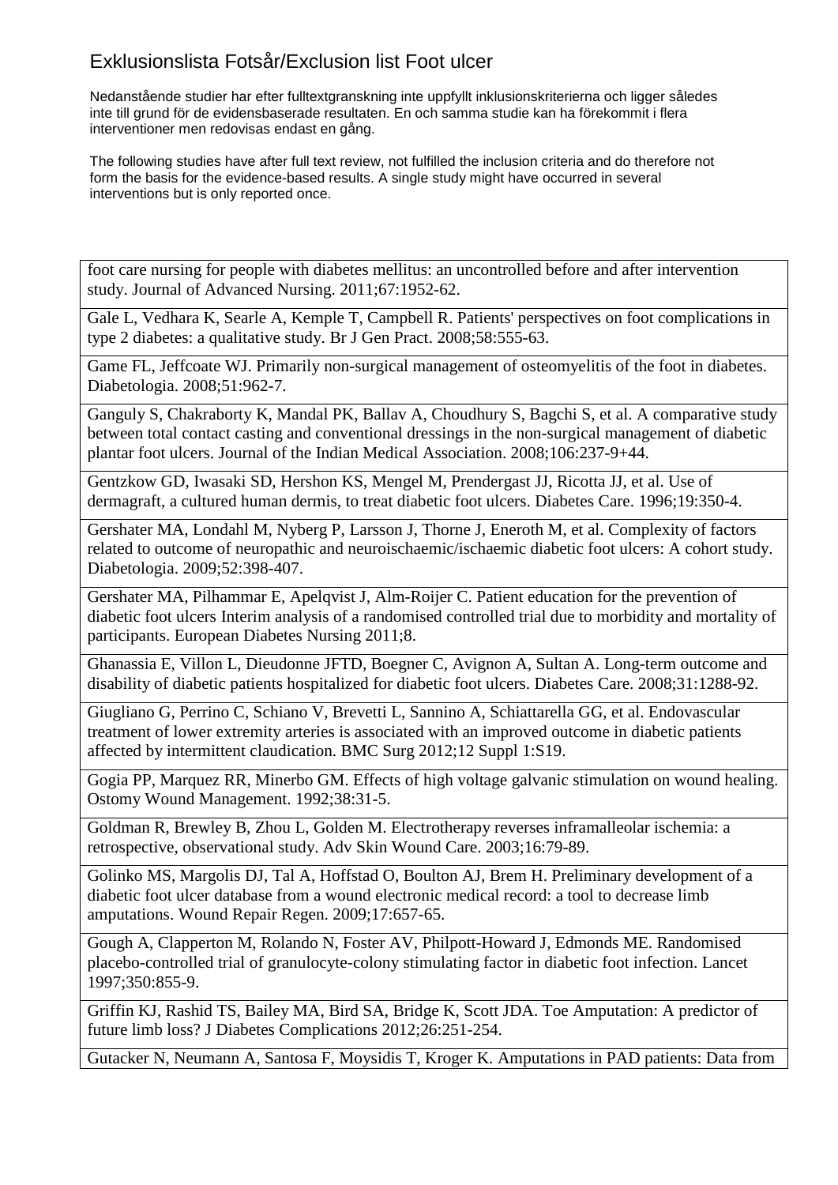# Exklusionslista Fotsår/Exclusion list Foot ulcer

Nedanstående studier har efter fulltextgranskning inte uppfyllt inklusionskriterierna och ligger således inte till grund för de evidensbaserade resultaten. En och samma studie kan ha förekommit i flera interventioner men redovisas endast en gång.

The following studies have after full text review, not fulfilled the inclusion criteria and do therefore not form the basis for the evidence-based results. A single study might have occurred in several interventions but is only reported once.

| |
|---|
| foot care nursing for people with diabetes mellitus: an uncontrolled before and after intervention study. Journal of Advanced Nursing. 2011;67:1952-62. |
| Gale L, Vedhara K, Searle A, Kemple T, Campbell R. Patients' perspectives on foot complications in type 2 diabetes: a qualitative study. Br J Gen Pract. 2008;58:555-63. |
| Game FL, Jeffcoate WJ. Primarily non-surgical management of osteomyelitis of the foot in diabetes. Diabetologia. 2008;51:962-7. |
| Ganguly S, Chakraborty K, Mandal PK, Ballav A, Choudhury S, Bagchi S, et al. A comparative study between total contact casting and conventional dressings in the non-surgical management of diabetic plantar foot ulcers. Journal of the Indian Medical Association. 2008;106:237-9+44. |
| Gentzkow GD, Iwasaki SD, Hershon KS, Mengel M, Prendergast JJ, Ricotta JJ, et al. Use of dermagraft, a cultured human dermis, to treat diabetic foot ulcers. Diabetes Care. 1996;19:350-4. |
| Gershater MA, Londahl M, Nyberg P, Larsson J, Thorne J, Eneroth M, et al. Complexity of factors related to outcome of neuropathic and neuroischaemic/ischaemic diabetic foot ulcers: A cohort study. Diabetologia. 2009;52:398-407. |
| Gershater MA, Pilhammar E, Apelqvist J, Alm-Roijer C. Patient education for the prevention of diabetic foot ulcers Interim analysis of a randomised controlled trial due to morbidity and mortality of participants. European Diabetes Nursing 2011;8. |
| Ghanassia E, Villon L, Dieudonne JFTD, Boegner C, Avignon A, Sultan A. Long-term outcome and disability of diabetic patients hospitalized for diabetic foot ulcers. Diabetes Care. 2008;31:1288-92. |
| Giugliano G, Perrino C, Schiano V, Brevetti L, Sannino A, Schiattarella GG, et al. Endovascular treatment of lower extremity arteries is associated with an improved outcome in diabetic patients affected by intermittent claudication. BMC Surg 2012;12 Suppl 1:S19. |
| Gogia PP, Marquez RR, Minerbo GM. Effects of high voltage galvanic stimulation on wound healing. Ostomy Wound Management. 1992;38:31-5. |
| Goldman R, Brewley B, Zhou L, Golden M. Electrotherapy reverses inframalleolar ischemia: a retrospective, observational study. Adv Skin Wound Care. 2003;16:79-89. |
| Golinko MS, Margolis DJ, Tal A, Hoffstad O, Boulton AJ, Brem H. Preliminary development of a diabetic foot ulcer database from a wound electronic medical record: a tool to decrease limb amputations. Wound Repair Regen. 2009;17:657-65. |
| Gough A, Clapperton M, Rolando N, Foster AV, Philpott-Howard J, Edmonds ME. Randomised placebo-controlled trial of granulocyte-colony stimulating factor in diabetic foot infection. Lancet 1997;350:855-9. |
| Griffin KJ, Rashid TS, Bailey MA, Bird SA, Bridge K, Scott JDA. Toe Amputation: A predictor of future limb loss? J Diabetes Complications 2012;26:251-254. |
| Gutacker N, Neumann A, Santosa F, Moysidis T, Kroger K. Amputations in PAD patients: Data from |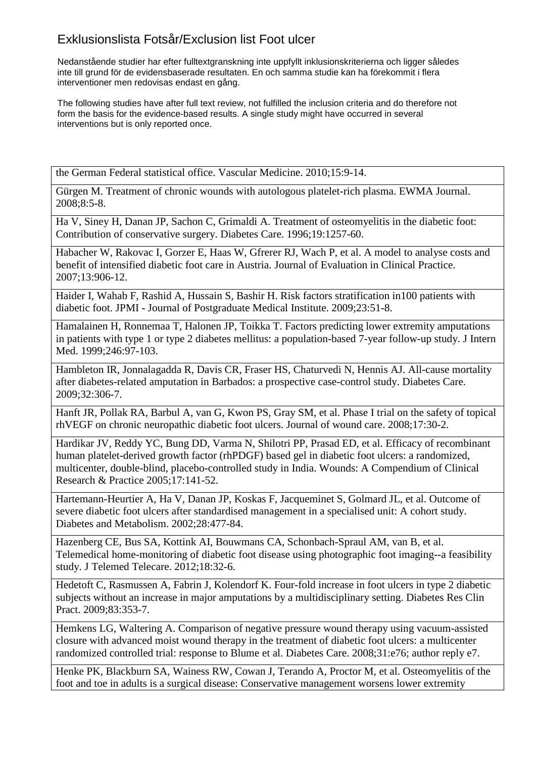# Exklusionslista Fotsår/Exclusion list Foot ulcer

Nedanstående studier har efter fulltextgranskning inte uppfyllt inklusionskriterierna och ligger således inte till grund för de evidensbaserade resultaten. En och samma studie kan ha förekommit i flera interventioner men redovisas endast en gång.

The following studies have after full text review, not fulfilled the inclusion criteria and do therefore not form the basis for the evidence-based results. A single study might have occurred in several interventions but is only reported once.

| |
|---|
| the German Federal statistical office. Vascular Medicine. 2010;15:9-14. |
| Gürgen M. Treatment of chronic wounds with autologous platelet-rich plasma. EWMA Journal. 2008;8:5-8. |
| Ha V, Siney H, Danan JP, Sachon C, Grimaldi A. Treatment of osteomyelitis in the diabetic foot: Contribution of conservative surgery. Diabetes Care. 1996;19:1257-60. |
| Habacher W, Rakovac I, Gorzer E, Haas W, Gfrerer RJ, Wach P, et al. A model to analyse costs and benefit of intensified diabetic foot care in Austria. Journal of Evaluation in Clinical Practice. 2007;13:906-12. |
| Haider I, Wahab F, Rashid A, Hussain S, Bashir H. Risk factors stratification in100 patients with diabetic foot. JPMI - Journal of Postgraduate Medical Institute. 2009;23:51-8. |
| Hamalainen H, Ronnemaa T, Halonen JP, Toikka T. Factors predicting lower extremity amputations in patients with type 1 or type 2 diabetes mellitus: a population-based 7-year follow-up study. J Intern Med. 1999;246:97-103. |
| Hambleton IR, Jonnalagadda R, Davis CR, Fraser HS, Chaturvedi N, Hennis AJ. All-cause mortality after diabetes-related amputation in Barbados: a prospective case-control study. Diabetes Care. 2009;32:306-7. |
| Hanft JR, Pollak RA, Barbul A, van G, Kwon PS, Gray SM, et al. Phase I trial on the safety of topical rhVEGF on chronic neuropathic diabetic foot ulcers. Journal of wound care. 2008;17:30-2. |
| Hardikar JV, Reddy YC, Bung DD, Varma N, Shilotri PP, Prasad ED, et al. Efficacy of recombinant human platelet-derived growth factor (rhPDGF) based gel in diabetic foot ulcers: a randomized, multicenter, double-blind, placebo-controlled study in India. Wounds: A Compendium of Clinical Research & Practice 2005;17:141-52. |
| Hartemann-Heurtier A, Ha V, Danan JP, Koskas F, Jacqueminet S, Golmard JL, et al. Outcome of severe diabetic foot ulcers after standardised management in a specialised unit: A cohort study. Diabetes and Metabolism. 2002;28:477-84. |
| Hazenberg CE, Bus SA, Kottink AI, Bouwmans CA, Schonbach-Spraul AM, van B, et al. Telemedical home-monitoring of diabetic foot disease using photographic foot imaging--a feasibility study. J Telemed Telecare. 2012;18:32-6. |
| Hedetoft C, Rasmussen A, Fabrin J, Kolendorf K. Four-fold increase in foot ulcers in type 2 diabetic subjects without an increase in major amputations by a multidisciplinary setting. Diabetes Res Clin Pract. 2009;83:353-7. |
| Hemkens LG, Waltering A. Comparison of negative pressure wound therapy using vacuum-assisted closure with advanced moist wound therapy in the treatment of diabetic foot ulcers: a multicenter randomized controlled trial: response to Blume et al. Diabetes Care. 2008;31:e76; author reply e7. |
| Henke PK, Blackburn SA, Wainess RW, Cowan J, Terando A, Proctor M, et al. Osteomyelitis of the foot and toe in adults is a surgical disease: Conservative management worsens lower extremity |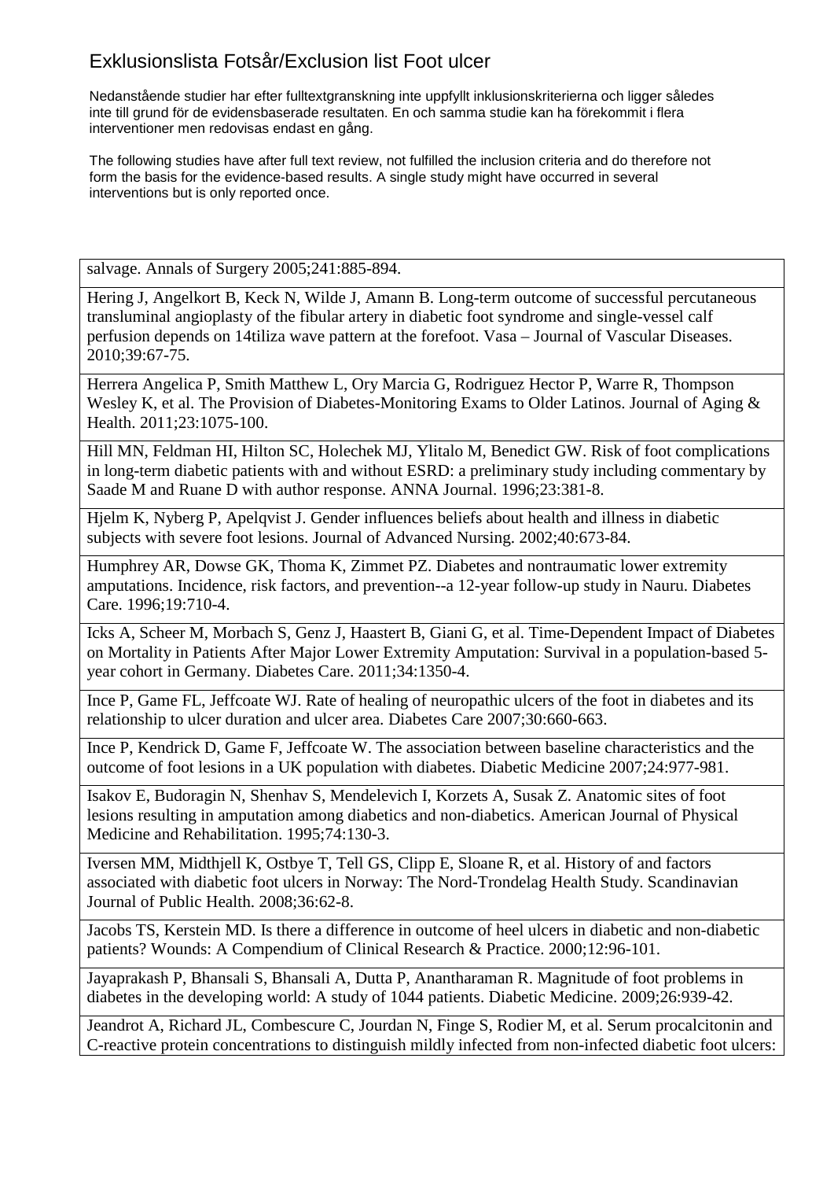# Exklusionslista Fotsår/Exclusion list Foot ulcer

Nedanstående studier har efter fulltextgranskning inte uppfyllt inklusionskriterierna och ligger således inte till grund för de evidensbaserade resultaten. En och samma studie kan ha förekommit i flera interventioner men redovisas endast en gång.

The following studies have after full text review, not fulfilled the inclusion criteria and do therefore not form the basis for the evidence-based results. A single study might have occurred in several interventions but is only reported once.

| |
|---|
| salvage. Annals of Surgery 2005;241:885-894. |
| Hering J, Angelkort B, Keck N, Wilde J, Amann B. Long-term outcome of successful percutaneous transluminal angioplasty of the fibular artery in diabetic foot syndrome and single-vessel calf perfusion depends on 14tiliza wave pattern at the forefoot. Vasa – Journal of Vascular Diseases. 2010;39:67-75. |
| Herrera Angelica P, Smith Matthew L, Ory Marcia G, Rodriguez Hector P, Warre R, Thompson Wesley K, et al. The Provision of Diabetes-Monitoring Exams to Older Latinos. Journal of Aging & Health. 2011;23:1075-100. |
| Hill MN, Feldman HI, Hilton SC, Holechek MJ, Ylitalo M, Benedict GW. Risk of foot complications in long-term diabetic patients with and without ESRD: a preliminary study including commentary by Saade M and Ruane D with author response. ANNA Journal. 1996;23:381-8. |
| Hjelm K, Nyberg P, Apelqvist J. Gender influences beliefs about health and illness in diabetic subjects with severe foot lesions. Journal of Advanced Nursing. 2002;40:673-84. |
| Humphrey AR, Dowse GK, Thoma K, Zimmet PZ. Diabetes and nontraumatic lower extremity amputations. Incidence, risk factors, and prevention--a 12-year follow-up study in Nauru. Diabetes Care. 1996;19:710-4. |
| Icks A, Scheer M, Morbach S, Genz J, Haastert B, Giani G, et al. Time-Dependent Impact of Diabetes on Mortality in Patients After Major Lower Extremity Amputation: Survival in a population-based 5-year cohort in Germany. Diabetes Care. 2011;34:1350-4. |
| Ince P, Game FL, Jeffcoate WJ. Rate of healing of neuropathic ulcers of the foot in diabetes and its relationship to ulcer duration and ulcer area. Diabetes Care 2007;30:660-663. |
| Ince P, Kendrick D, Game F, Jeffcoate W. The association between baseline characteristics and the outcome of foot lesions in a UK population with diabetes. Diabetic Medicine 2007;24:977-981. |
| Isakov E, Budoragin N, Shenhav S, Mendelevich I, Korzets A, Susak Z. Anatomic sites of foot lesions resulting in amputation among diabetics and non-diabetics. American Journal of Physical Medicine and Rehabilitation. 1995;74:130-3. |
| Iversen MM, Midthjell K, Ostbye T, Tell GS, Clipp E, Sloane R, et al. History of and factors associated with diabetic foot ulcers in Norway: The Nord-Trondelag Health Study. Scandinavian Journal of Public Health. 2008;36:62-8. |
| Jacobs TS, Kerstein MD. Is there a difference in outcome of heel ulcers in diabetic and non-diabetic patients? Wounds: A Compendium of Clinical Research & Practice. 2000;12:96-101. |
| Jayaprakash P, Bhansali S, Bhansali A, Dutta P, Anantharaman R. Magnitude of foot problems in diabetes in the developing world: A study of 1044 patients. Diabetic Medicine. 2009;26:939-42. |
| Jeandrot A, Richard JL, Combescure C, Jourdan N, Finge S, Rodier M, et al. Serum procalcitonin and C-reactive protein concentrations to distinguish mildly infected from non-infected diabetic foot ulcers: |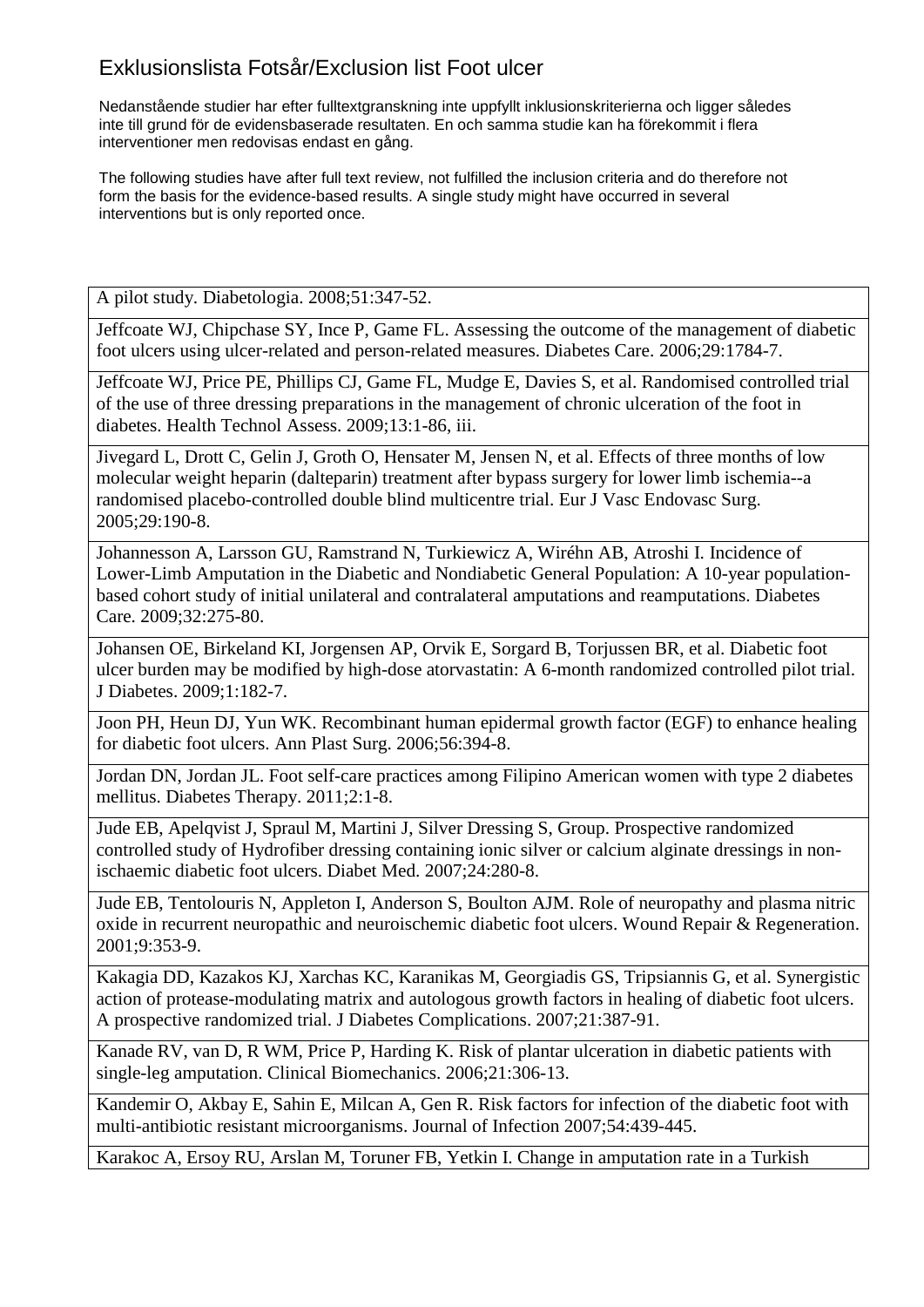# Exklusionslista Fotsår/Exclusion list Foot ulcer

Nedanstående studier har efter fulltextgranskning inte uppfyllt inklusionskriterierna och ligger således inte till grund för de evidensbaserade resultaten. En och samma studie kan ha förekommit i flera interventioner men redovisas endast en gång.

The following studies have after full text review, not fulfilled the inclusion criteria and do therefore not form the basis for the evidence-based results. A single study might have occurred in several interventions but is only reported once.

| |
|---|
| A pilot study. Diabetologia. 2008;51:347-52. |
| Jeffcoate WJ, Chipchase SY, Ince P, Game FL. Assessing the outcome of the management of diabetic foot ulcers using ulcer-related and person-related measures. Diabetes Care. 2006;29:1784-7. |
| Jeffcoate WJ, Price PE, Phillips CJ, Game FL, Mudge E, Davies S, et al. Randomised controlled trial of the use of three dressing preparations in the management of chronic ulceration of the foot in diabetes. Health Technol Assess. 2009;13:1-86, iii. |
| Jivegard L, Drott C, Gelin J, Groth O, Hensater M, Jensen N, et al. Effects of three months of low molecular weight heparin (dalteparin) treatment after bypass surgery for lower limb ischemia--a randomised placebo-controlled double blind multicentre trial. Eur J Vasc Endovasc Surg. 2005;29:190-8. |
| Johannesson A, Larsson GU, Ramstrand N, Turkiewicz A, Wiréhn AB, Atroshi I. Incidence of Lower-Limb Amputation in the Diabetic and Nondiabetic General Population: A 10-year population-based cohort study of initial unilateral and contralateral amputations and reamputations. Diabetes Care. 2009;32:275-80. |
| Johansen OE, Birkeland KI, Jorgensen AP, Orvik E, Sorgard B, Torjussen BR, et al. Diabetic foot ulcer burden may be modified by high-dose atorvastatin: A 6-month randomized controlled pilot trial. J Diabetes. 2009;1:182-7. |
| Joon PH, Heun DJ, Yun WK. Recombinant human epidermal growth factor (EGF) to enhance healing for diabetic foot ulcers. Ann Plast Surg. 2006;56:394-8. |
| Jordan DN, Jordan JL. Foot self-care practices among Filipino American women with type 2 diabetes mellitus. Diabetes Therapy. 2011;2:1-8. |
| Jude EB, Apelqvist J, Spraul M, Martini J, Silver Dressing S, Group. Prospective randomized controlled study of Hydrofiber dressing containing ionic silver or calcium alginate dressings in non-ischaemic diabetic foot ulcers. Diabet Med. 2007;24:280-8. |
| Jude EB, Tentolouris N, Appleton I, Anderson S, Boulton AJM. Role of neuropathy and plasma nitric oxide in recurrent neuropathic and neuroischemic diabetic foot ulcers. Wound Repair & Regeneration. 2001;9:353-9. |
| Kakagia DD, Kazakos KJ, Xarchas KC, Karanikas M, Georgiadis GS, Tripsiannis G, et al. Synergistic action of protease-modulating matrix and autologous growth factors in healing of diabetic foot ulcers. A prospective randomized trial. J Diabetes Complications. 2007;21:387-91. |
| Kanade RV, van D, R WM, Price P, Harding K. Risk of plantar ulceration in diabetic patients with single-leg amputation. Clinical Biomechanics. 2006;21:306-13. |
| Kandemir O, Akbay E, Sahin E, Milcan A, Gen R. Risk factors for infection of the diabetic foot with multi-antibiotic resistant microorganisms. Journal of Infection 2007;54:439-445. |
| Karakoc A, Ersoy RU, Arslan M, Toruner FB, Yetkin I. Change in amputation rate in a Turkish |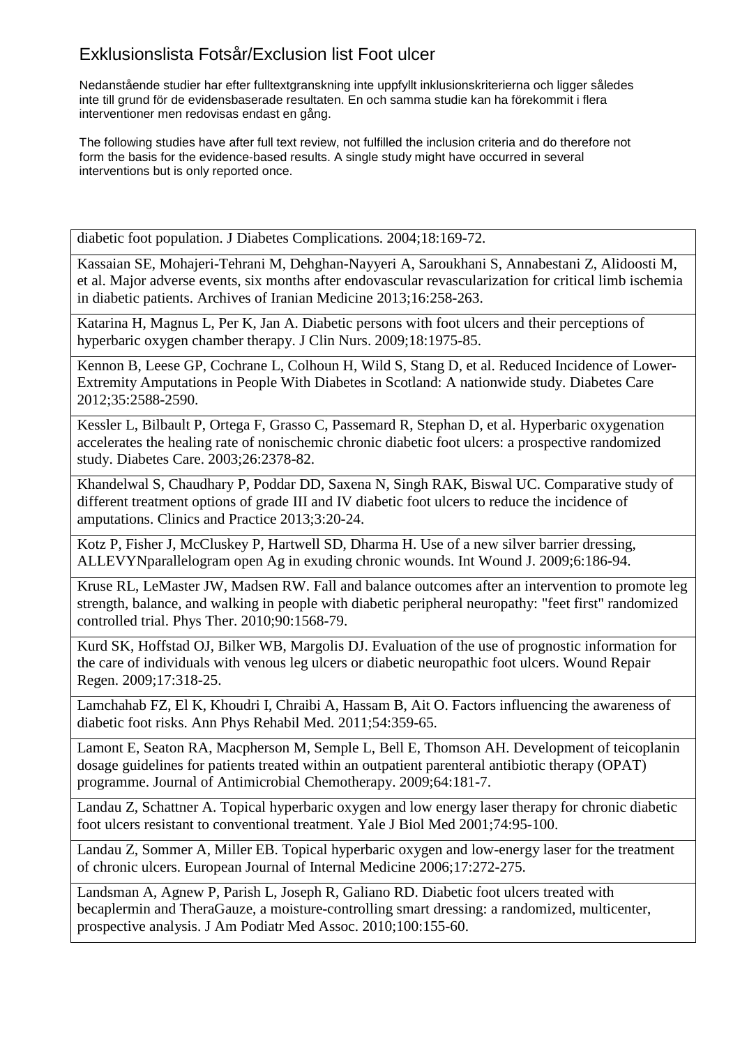# Exklusionslista Fotsår/Exclusion list Foot ulcer

Nedanstående studier har efter fulltextgranskning inte uppfyllt inklusionskriterierna och ligger således inte till grund för de evidensbaserade resultaten. En och samma studie kan ha förekommit i flera interventioner men redovisas endast en gång.

The following studies have after full text review, not fulfilled the inclusion criteria and do therefore not form the basis for the evidence-based results. A single study might have occurred in several interventions but is only reported once.

| |
|---|
| diabetic foot population. J Diabetes Complications. 2004;18:169-72. |
| Kassaian SE, Mohajeri-Tehrani M, Dehghan-Nayyeri A, Saroukhani S, Annabestani Z, Alidoosti M, et al. Major adverse events, six months after endovascular revascularization for critical limb ischemia in diabetic patients. Archives of Iranian Medicine 2013;16:258-263. |
| Katarina H, Magnus L, Per K, Jan A. Diabetic persons with foot ulcers and their perceptions of hyperbaric oxygen chamber therapy. J Clin Nurs. 2009;18:1975-85. |
| Kennon B, Leese GP, Cochrane L, Colhoun H, Wild S, Stang D, et al. Reduced Incidence of Lower-Extremity Amputations in People With Diabetes in Scotland: A nationwide study. Diabetes Care 2012;35:2588-2590. |
| Kessler L, Bilbault P, Ortega F, Grasso C, Passemard R, Stephan D, et al. Hyperbaric oxygenation accelerates the healing rate of nonischemic chronic diabetic foot ulcers: a prospective randomized study. Diabetes Care. 2003;26:2378-82. |
| Khandelwal S, Chaudhary P, Poddar DD, Saxena N, Singh RAK, Biswal UC. Comparative study of different treatment options of grade III and IV diabetic foot ulcers to reduce the incidence of amputations. Clinics and Practice 2013;3:20-24. |
| Kotz P, Fisher J, McCluskey P, Hartwell SD, Dharma H. Use of a new silver barrier dressing, ALLEVYNparallelogram open Ag in exuding chronic wounds. Int Wound J. 2009;6:186-94. |
| Kruse RL, LeMaster JW, Madsen RW. Fall and balance outcomes after an intervention to promote leg strength, balance, and walking in people with diabetic peripheral neuropathy: "feet first" randomized controlled trial. Phys Ther. 2010;90:1568-79. |
| Kurd SK, Hoffstad OJ, Bilker WB, Margolis DJ. Evaluation of the use of prognostic information for the care of individuals with venous leg ulcers or diabetic neuropathic foot ulcers. Wound Repair Regen. 2009;17:318-25. |
| Lamchahab FZ, El K, Khoudri I, Chraibi A, Hassam B, Ait O. Factors influencing the awareness of diabetic foot risks. Ann Phys Rehabil Med. 2011;54:359-65. |
| Lamont E, Seaton RA, Macpherson M, Semple L, Bell E, Thomson AH. Development of teicoplanin dosage guidelines for patients treated within an outpatient parenteral antibiotic therapy (OPAT) programme. Journal of Antimicrobial Chemotherapy. 2009;64:181-7. |
| Landau Z, Schattner A. Topical hyperbaric oxygen and low energy laser therapy for chronic diabetic foot ulcers resistant to conventional treatment. Yale J Biol Med 2001;74:95-100. |
| Landau Z, Sommer A, Miller EB. Topical hyperbaric oxygen and low-energy laser for the treatment of chronic ulcers. European Journal of Internal Medicine 2006;17:272-275. |
| Landsman A, Agnew P, Parish L, Joseph R, Galiano RD. Diabetic foot ulcers treated with becaplermin and TheraGauze, a moisture-controlling smart dressing: a randomized, multicenter, prospective analysis. J Am Podiatr Med Assoc. 2010;100:155-60. |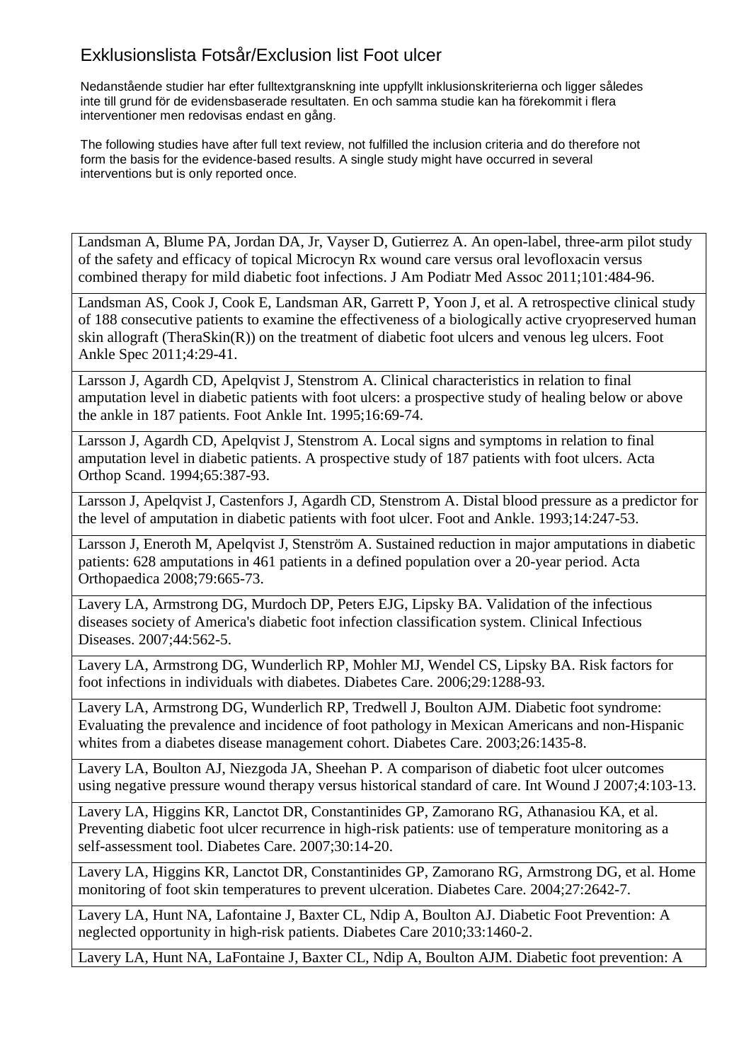# Exklusionslista Fotsår/Exclusion list Foot ulcer

Nedanstående studier har efter fulltextgranskning inte uppfyllt inklusionskriterierna och ligger således inte till grund för de evidensbaserade resultaten. En och samma studie kan ha förekommit i flera interventioner men redovisas endast en gång.

The following studies have after full text review, not fulfilled the inclusion criteria and do therefore not form the basis for the evidence-based results. A single study might have occurred in several interventions but is only reported once.

| |
|---|
| Landsman A, Blume PA, Jordan DA, Jr, Vayser D, Gutierrez A. An open-label, three-arm pilot study of the safety and efficacy of topical Microcyn Rx wound care versus oral levofloxacin versus combined therapy for mild diabetic foot infections. J Am Podiatr Med Assoc 2011;101:484-96. |
| Landsman AS, Cook J, Cook E, Landsman AR, Garrett P, Yoon J, et al. A retrospective clinical study of 188 consecutive patients to examine the effectiveness of a biologically active cryopreserved human skin allograft (TheraSkin(R)) on the treatment of diabetic foot ulcers and venous leg ulcers. Foot Ankle Spec 2011;4:29-41. |
| Larsson J, Agardh CD, Apelqvist J, Stenstrom A. Clinical characteristics in relation to final amputation level in diabetic patients with foot ulcers: a prospective study of healing below or above the ankle in 187 patients. Foot Ankle Int. 1995;16:69-74. |
| Larsson J, Agardh CD, Apelqvist J, Stenstrom A. Local signs and symptoms in relation to final amputation level in diabetic patients. A prospective study of 187 patients with foot ulcers. Acta Orthop Scand. 1994;65:387-93. |
| Larsson J, Apelqvist J, Castenfors J, Agardh CD, Stenstrom A. Distal blood pressure as a predictor for the level of amputation in diabetic patients with foot ulcer. Foot and Ankle. 1993;14:247-53. |
| Larsson J, Eneroth M, Apelqvist J, Stenström A. Sustained reduction in major amputations in diabetic patients: 628 amputations in 461 patients in a defined population over a 20-year period. Acta Orthopaedica 2008;79:665-73. |
| Lavery LA, Armstrong DG, Murdoch DP, Peters EJG, Lipsky BA. Validation of the infectious diseases society of America's diabetic foot infection classification system. Clinical Infectious Diseases. 2007;44:562-5. |
| Lavery LA, Armstrong DG, Wunderlich RP, Mohler MJ, Wendel CS, Lipsky BA. Risk factors for foot infections in individuals with diabetes. Diabetes Care. 2006;29:1288-93. |
| Lavery LA, Armstrong DG, Wunderlich RP, Tredwell J, Boulton AJM. Diabetic foot syndrome: Evaluating the prevalence and incidence of foot pathology in Mexican Americans and non-Hispanic whites from a diabetes disease management cohort. Diabetes Care. 2003;26:1435-8. |
| Lavery LA, Boulton AJ, Niezgoda JA, Sheehan P. A comparison of diabetic foot ulcer outcomes using negative pressure wound therapy versus historical standard of care. Int Wound J 2007;4:103-13. |
| Lavery LA, Higgins KR, Lanctot DR, Constantinides GP, Zamorano RG, Athanasiou KA, et al. Preventing diabetic foot ulcer recurrence in high-risk patients: use of temperature monitoring as a self-assessment tool. Diabetes Care. 2007;30:14-20. |
| Lavery LA, Higgins KR, Lanctot DR, Constantinides GP, Zamorano RG, Armstrong DG, et al. Home monitoring of foot skin temperatures to prevent ulceration. Diabetes Care. 2004;27:2642-7. |
| Lavery LA, Hunt NA, Lafontaine J, Baxter CL, Ndip A, Boulton AJ. Diabetic Foot Prevention: A neglected opportunity in high-risk patients. Diabetes Care 2010;33:1460-2. |
| Lavery LA, Hunt NA, LaFontaine J, Baxter CL, Ndip A, Boulton AJM. Diabetic foot prevention: A |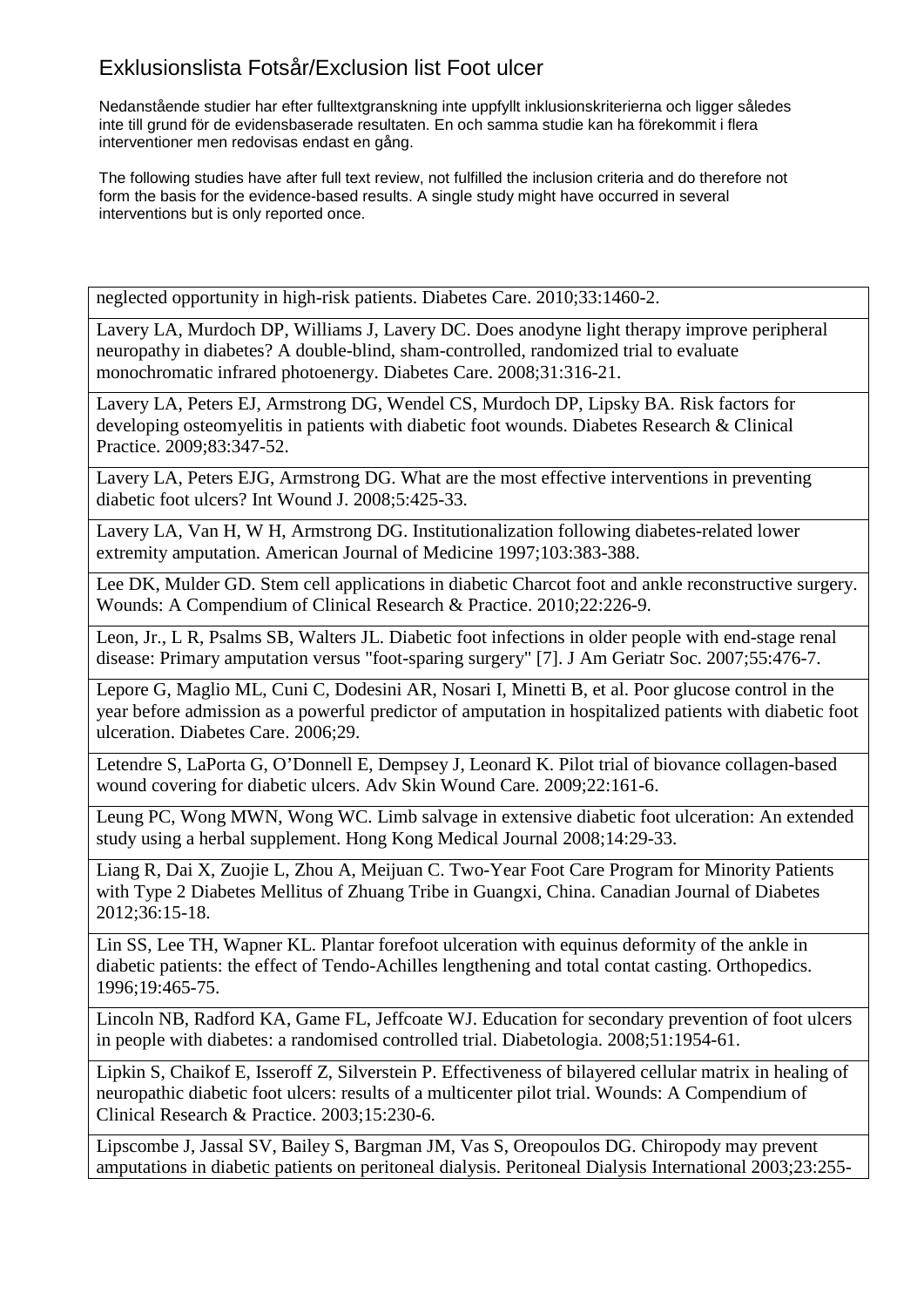# Exklusionslista Fotsår/Exclusion list Foot ulcer

Nedanstående studier har efter fulltextgranskning inte uppfyllt inklusionskriterierna och ligger således inte till grund för de evidensbaserade resultaten. En och samma studie kan ha förekommit i flera interventioner men redovisas endast en gång.

The following studies have after full text review, not fulfilled the inclusion criteria and do therefore not form the basis for the evidence-based results. A single study might have occurred in several interventions but is only reported once.

| |
|---|
| neglected opportunity in high-risk patients. Diabetes Care. 2010;33:1460-2. |
| Lavery LA, Murdoch DP, Williams J, Lavery DC. Does anodyne light therapy improve peripheral neuropathy in diabetes? A double-blind, sham-controlled, randomized trial to evaluate monochromatic infrared photoenergy. Diabetes Care. 2008;31:316-21. |
| Lavery LA, Peters EJ, Armstrong DG, Wendel CS, Murdoch DP, Lipsky BA. Risk factors for developing osteomyelitis in patients with diabetic foot wounds. Diabetes Research & Clinical Practice. 2009;83:347-52. |
| Lavery LA, Peters EJG, Armstrong DG. What are the most effective interventions in preventing diabetic foot ulcers? Int Wound J. 2008;5:425-33. |
| Lavery LA, Van H, W H, Armstrong DG. Institutionalization following diabetes-related lower extremity amputation. American Journal of Medicine 1997;103:383-388. |
| Lee DK, Mulder GD. Stem cell applications in diabetic Charcot foot and ankle reconstructive surgery. Wounds: A Compendium of Clinical Research & Practice. 2010;22:226-9. |
| Leon, Jr., L R, Psalms SB, Walters JL. Diabetic foot infections in older people with end-stage renal disease: Primary amputation versus "foot-sparing surgery" [7]. J Am Geriatr Soc. 2007;55:476-7. |
| Lepore G, Maglio ML, Cuni C, Dodesini AR, Nosari I, Minetti B, et al. Poor glucose control in the year before admission as a powerful predictor of amputation in hospitalized patients with diabetic foot ulceration. Diabetes Care. 2006;29. |
| Letendre S, LaPorta G, O'Donnell E, Dempsey J, Leonard K. Pilot trial of biovance collagen-based wound covering for diabetic ulcers. Adv Skin Wound Care. 2009;22:161-6. |
| Leung PC, Wong MWN, Wong WC. Limb salvage in extensive diabetic foot ulceration: An extended study using a herbal supplement. Hong Kong Medical Journal 2008;14:29-33. |
| Liang R, Dai X, Zuojie L, Zhou A, Meijuan C. Two-Year Foot Care Program for Minority Patients with Type 2 Diabetes Mellitus of Zhuang Tribe in Guangxi, China. Canadian Journal of Diabetes 2012;36:15-18. |
| Lin SS, Lee TH, Wapner KL. Plantar forefoot ulceration with equinus deformity of the ankle in diabetic patients: the effect of Tendo-Achilles lengthening and total contat casting. Orthopedics. 1996;19:465-75. |
| Lincoln NB, Radford KA, Game FL, Jeffcoate WJ. Education for secondary prevention of foot ulcers in people with diabetes: a randomised controlled trial. Diabetologia. 2008;51:1954-61. |
| Lipkin S, Chaikof E, Isseroff Z, Silverstein P. Effectiveness of bilayered cellular matrix in healing of neuropathic diabetic foot ulcers: results of a multicenter pilot trial. Wounds: A Compendium of Clinical Research & Practice. 2003;15:230-6. |
| Lipscombe J, Jassal SV, Bailey S, Bargman JM, Vas S, Oreopoulos DG. Chiropody may prevent amputations in diabetic patients on peritoneal dialysis. Peritoneal Dialysis International 2003;23:255- |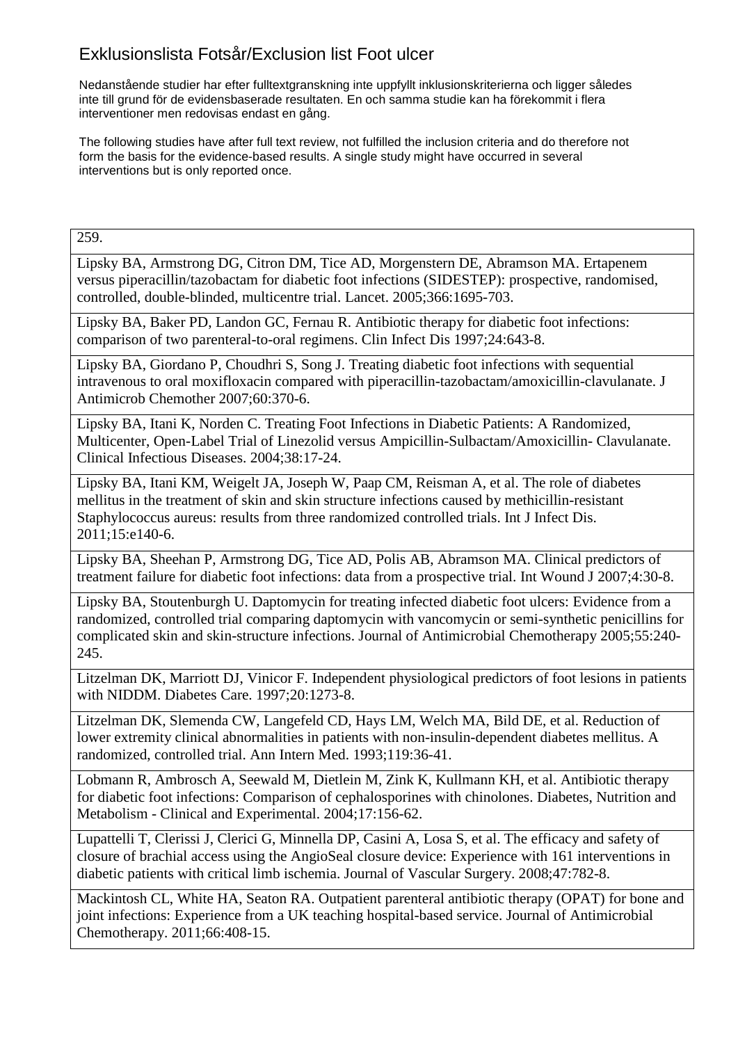# Exklusionslista Fotsår/Exclusion list Foot ulcer

Nedanstående studier har efter fulltextgranskning inte uppfyllt inklusionskriterierna och ligger således inte till grund för de evidensbaserade resultaten. En och samma studie kan ha förekommit i flera interventioner men redovisas endast en gång.

The following studies have after full text review, not fulfilled the inclusion criteria and do therefore not form the basis for the evidence-based results. A single study might have occurred in several interventions but is only reported once.

| 259. |
|---|
| Lipsky BA, Armstrong DG, Citron DM, Tice AD, Morgenstern DE, Abramson MA. Ertapenem versus piperacillin/tazobactam for diabetic foot infections (SIDESTEP): prospective, randomised, controlled, double-blinded, multicentre trial. Lancet. 2005;366:1695-703. |
| Lipsky BA, Baker PD, Landon GC, Fernau R. Antibiotic therapy for diabetic foot infections: comparison of two parenteral-to-oral regimens. Clin Infect Dis 1997;24:643-8. |
| Lipsky BA, Giordano P, Choudhri S, Song J. Treating diabetic foot infections with sequential intravenous to oral moxifloxacin compared with piperacillin-tazobactam/amoxicillin-clavulanate. J Antimicrob Chemother 2007;60:370-6. |
| Lipsky BA, Itani K, Norden C. Treating Foot Infections in Diabetic Patients: A Randomized, Multicenter, Open-Label Trial of Linezolid versus Ampicillin-Sulbactam/Amoxicillin- Clavulanate. Clinical Infectious Diseases. 2004;38:17-24. |
| Lipsky BA, Itani KM, Weigelt JA, Joseph W, Paap CM, Reisman A, et al. The role of diabetes mellitus in the treatment of skin and skin structure infections caused by methicillin-resistant Staphylococcus aureus: results from three randomized controlled trials. Int J Infect Dis. 2011;15:e140-6. |
| Lipsky BA, Sheehan P, Armstrong DG, Tice AD, Polis AB, Abramson MA. Clinical predictors of treatment failure for diabetic foot infections: data from a prospective trial. Int Wound J 2007;4:30-8. |
| Lipsky BA, Stoutenburgh U. Daptomycin for treating infected diabetic foot ulcers: Evidence from a randomized, controlled trial comparing daptomycin with vancomycin or semi-synthetic penicillins for complicated skin and skin-structure infections. Journal of Antimicrobial Chemotherapy 2005;55:240-245. |
| Litzelman DK, Marriott DJ, Vinicor F. Independent physiological predictors of foot lesions in patients with NIDDM. Diabetes Care. 1997;20:1273-8. |
| Litzelman DK, Slemenda CW, Langefeld CD, Hays LM, Welch MA, Bild DE, et al. Reduction of lower extremity clinical abnormalities in patients with non-insulin-dependent diabetes mellitus. A randomized, controlled trial. Ann Intern Med. 1993;119:36-41. |
| Lobmann R, Ambrosch A, Seewald M, Dietlein M, Zink K, Kullmann KH, et al. Antibiotic therapy for diabetic foot infections: Comparison of cephalosporines with chinolones. Diabetes, Nutrition and Metabolism - Clinical and Experimental. 2004;17:156-62. |
| Lupattelli T, Clerissi J, Clerici G, Minnella DP, Casini A, Losa S, et al. The efficacy and safety of closure of brachial access using the AngioSeal closure device: Experience with 161 interventions in diabetic patients with critical limb ischemia. Journal of Vascular Surgery. 2008;47:782-8. |
| Mackintosh CL, White HA, Seaton RA. Outpatient parenteral antibiotic therapy (OPAT) for bone and joint infections: Experience from a UK teaching hospital-based service. Journal of Antimicrobial Chemotherapy. 2011;66:408-15. |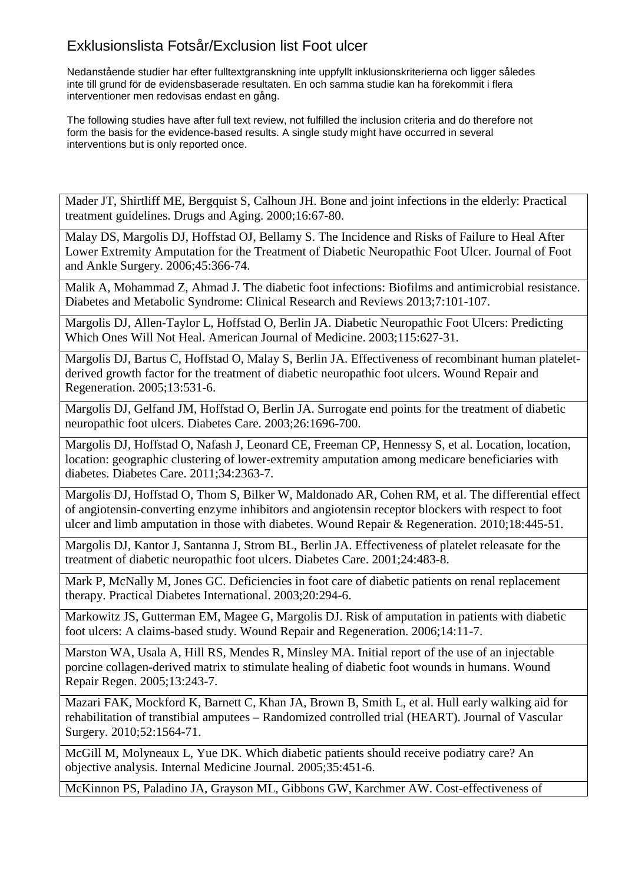# Exklusionslista Fotsår/Exclusion list Foot ulcer

Nedanstående studier har efter fulltextgranskning inte uppfyllt inklusionskriterierna och ligger således inte till grund för de evidensbaserade resultaten. En och samma studie kan ha förekommit i flera interventioner men redovisas endast en gång.

The following studies have after full text review, not fulfilled the inclusion criteria and do therefore not form the basis for the evidence-based results. A single study might have occurred in several interventions but is only reported once.

| |
|---|
| Mader JT, Shirtliff ME, Bergquist S, Calhoun JH. Bone and joint infections in the elderly: Practical treatment guidelines. Drugs and Aging. 2000;16:67-80. |
| Malay DS, Margolis DJ, Hoffstad OJ, Bellamy S. The Incidence and Risks of Failure to Heal After Lower Extremity Amputation for the Treatment of Diabetic Neuropathic Foot Ulcer. Journal of Foot and Ankle Surgery. 2006;45:366-74. |
| Malik A, Mohammad Z, Ahmad J. The diabetic foot infections: Biofilms and antimicrobial resistance. Diabetes and Metabolic Syndrome: Clinical Research and Reviews 2013;7:101-107. |
| Margolis DJ, Allen-Taylor L, Hoffstad O, Berlin JA. Diabetic Neuropathic Foot Ulcers: Predicting Which Ones Will Not Heal. American Journal of Medicine. 2003;115:627-31. |
| Margolis DJ, Bartus C, Hoffstad O, Malay S, Berlin JA. Effectiveness of recombinant human platelet-derived growth factor for the treatment of diabetic neuropathic foot ulcers. Wound Repair and Regeneration. 2005;13:531-6. |
| Margolis DJ, Gelfand JM, Hoffstad O, Berlin JA. Surrogate end points for the treatment of diabetic neuropathic foot ulcers. Diabetes Care. 2003;26:1696-700. |
| Margolis DJ, Hoffstad O, Nafash J, Leonard CE, Freeman CP, Hennessy S, et al. Location, location, location: geographic clustering of lower-extremity amputation among medicare beneficiaries with diabetes. Diabetes Care. 2011;34:2363-7. |
| Margolis DJ, Hoffstad O, Thom S, Bilker W, Maldonado AR, Cohen RM, et al. The differential effect of angiotensin-converting enzyme inhibitors and angiotensin receptor blockers with respect to foot ulcer and limb amputation in those with diabetes. Wound Repair & Regeneration. 2010;18:445-51. |
| Margolis DJ, Kantor J, Santanna J, Strom BL, Berlin JA. Effectiveness of platelet releasate for the treatment of diabetic neuropathic foot ulcers. Diabetes Care. 2001;24:483-8. |
| Mark P, McNally M, Jones GC. Deficiencies in foot care of diabetic patients on renal replacement therapy. Practical Diabetes International. 2003;20:294-6. |
| Markowitz JS, Gutterman EM, Magee G, Margolis DJ. Risk of amputation in patients with diabetic foot ulcers: A claims-based study. Wound Repair and Regeneration. 2006;14:11-7. |
| Marston WA, Usala A, Hill RS, Mendes R, Minsley MA. Initial report of the use of an injectable porcine collagen-derived matrix to stimulate healing of diabetic foot wounds in humans. Wound Repair Regen. 2005;13:243-7. |
| Mazari FAK, Mockford K, Barnett C, Khan JA, Brown B, Smith L, et al. Hull early walking aid for rehabilitation of transtibial amputees – Randomized controlled trial (HEART). Journal of Vascular Surgery. 2010;52:1564-71. |
| McGill M, Molyneaux L, Yue DK. Which diabetic patients should receive podiatry care? An objective analysis. Internal Medicine Journal. 2005;35:451-6. |
| McKinnon PS, Paladino JA, Grayson ML, Gibbons GW, Karchmer AW. Cost-effectiveness of |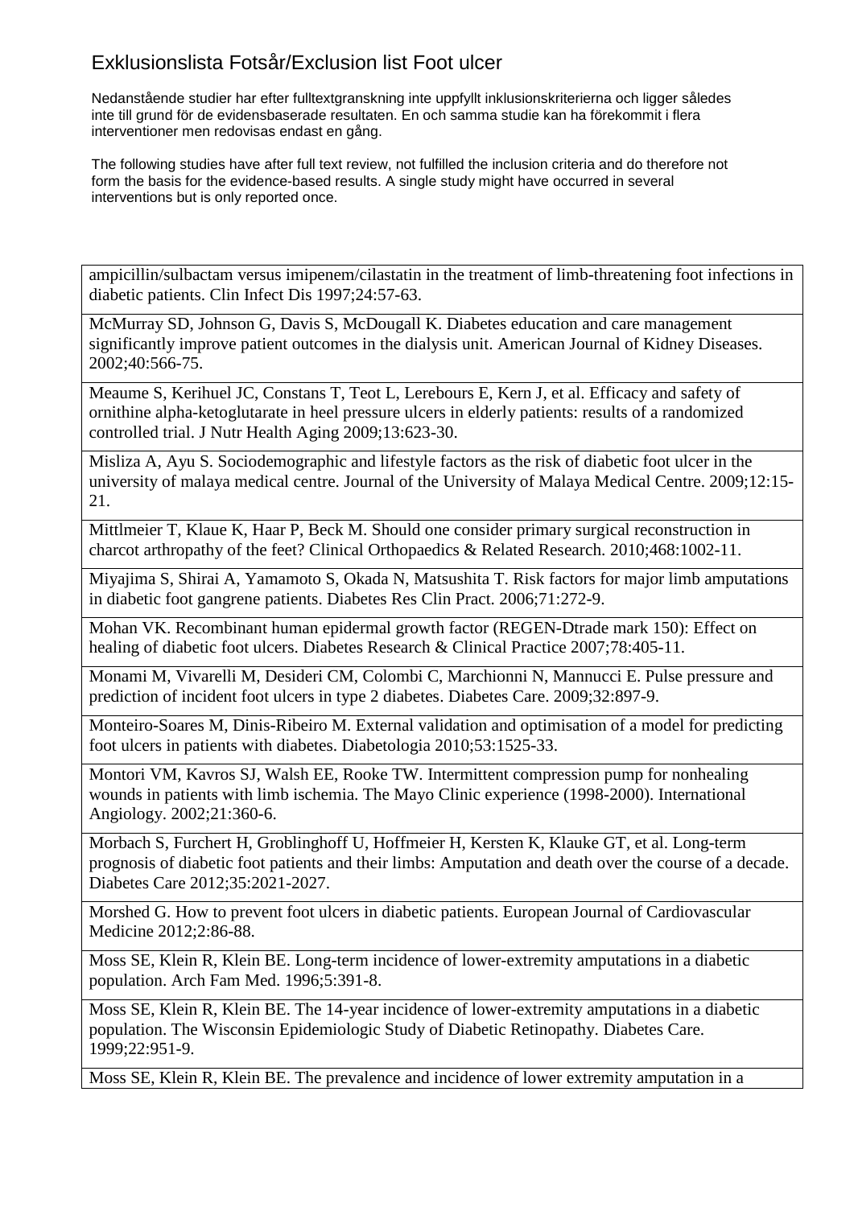# Exklusionslista Fotsår/Exclusion list Foot ulcer

Nedanstående studier har efter fulltextgranskning inte uppfyllt inklusionskriterierna och ligger således inte till grund för de evidensbaserade resultaten. En och samma studie kan ha förekommit i flera interventioner men redovisas endast en gång.

The following studies have after full text review, not fulfilled the inclusion criteria and do therefore not form the basis for the evidence-based results. A single study might have occurred in several interventions but is only reported once.

| |
|---|
| ampicillin/sulbactam versus imipenem/cilastatin in the treatment of limb-threatening foot infections in diabetic patients. Clin Infect Dis 1997;24:57-63. |
| McMurray SD, Johnson G, Davis S, McDougall K. Diabetes education and care management significantly improve patient outcomes in the dialysis unit. American Journal of Kidney Diseases. 2002;40:566-75. |
| Meaume S, Kerihuel JC, Constans T, Teot L, Lerebours E, Kern J, et al. Efficacy and safety of ornithine alpha-ketoglutarate in heel pressure ulcers in elderly patients: results of a randomized controlled trial. J Nutr Health Aging 2009;13:623-30. |
| Misliza A, Ayu S. Sociodemographic and lifestyle factors as the risk of diabetic foot ulcer in the university of malaya medical centre. Journal of the University of Malaya Medical Centre. 2009;12:15-21. |
| Mittlmeier T, Klaue K, Haar P, Beck M. Should one consider primary surgical reconstruction in charcot arthropathy of the feet? Clinical Orthopaedics & Related Research. 2010;468:1002-11. |
| Miyajima S, Shirai A, Yamamoto S, Okada N, Matsushita T. Risk factors for major limb amputations in diabetic foot gangrene patients. Diabetes Res Clin Pract. 2006;71:272-9. |
| Mohan VK. Recombinant human epidermal growth factor (REGEN-Dtrade mark 150): Effect on healing of diabetic foot ulcers. Diabetes Research & Clinical Practice 2007;78:405-11. |
| Monami M, Vivarelli M, Desideri CM, Colombi C, Marchionni N, Mannucci E. Pulse pressure and prediction of incident foot ulcers in type 2 diabetes. Diabetes Care. 2009;32:897-9. |
| Monteiro-Soares M, Dinis-Ribeiro M. External validation and optimisation of a model for predicting foot ulcers in patients with diabetes. Diabetologia 2010;53:1525-33. |
| Montori VM, Kavros SJ, Walsh EE, Rooke TW. Intermittent compression pump for nonhealing wounds in patients with limb ischemia. The Mayo Clinic experience (1998-2000). International Angiology. 2002;21:360-6. |
| Morbach S, Furchert H, Groblinghoff U, Hoffmeier H, Kersten K, Klauke GT, et al. Long-term prognosis of diabetic foot patients and their limbs: Amputation and death over the course of a decade. Diabetes Care 2012;35:2021-2027. |
| Morshed G. How to prevent foot ulcers in diabetic patients. European Journal of Cardiovascular Medicine 2012;2:86-88. |
| Moss SE, Klein R, Klein BE. Long-term incidence of lower-extremity amputations in a diabetic population. Arch Fam Med. 1996;5:391-8. |
| Moss SE, Klein R, Klein BE. The 14-year incidence of lower-extremity amputations in a diabetic population. The Wisconsin Epidemiologic Study of Diabetic Retinopathy. Diabetes Care. 1999;22:951-9. |
| Moss SE, Klein R, Klein BE. The prevalence and incidence of lower extremity amputation in a |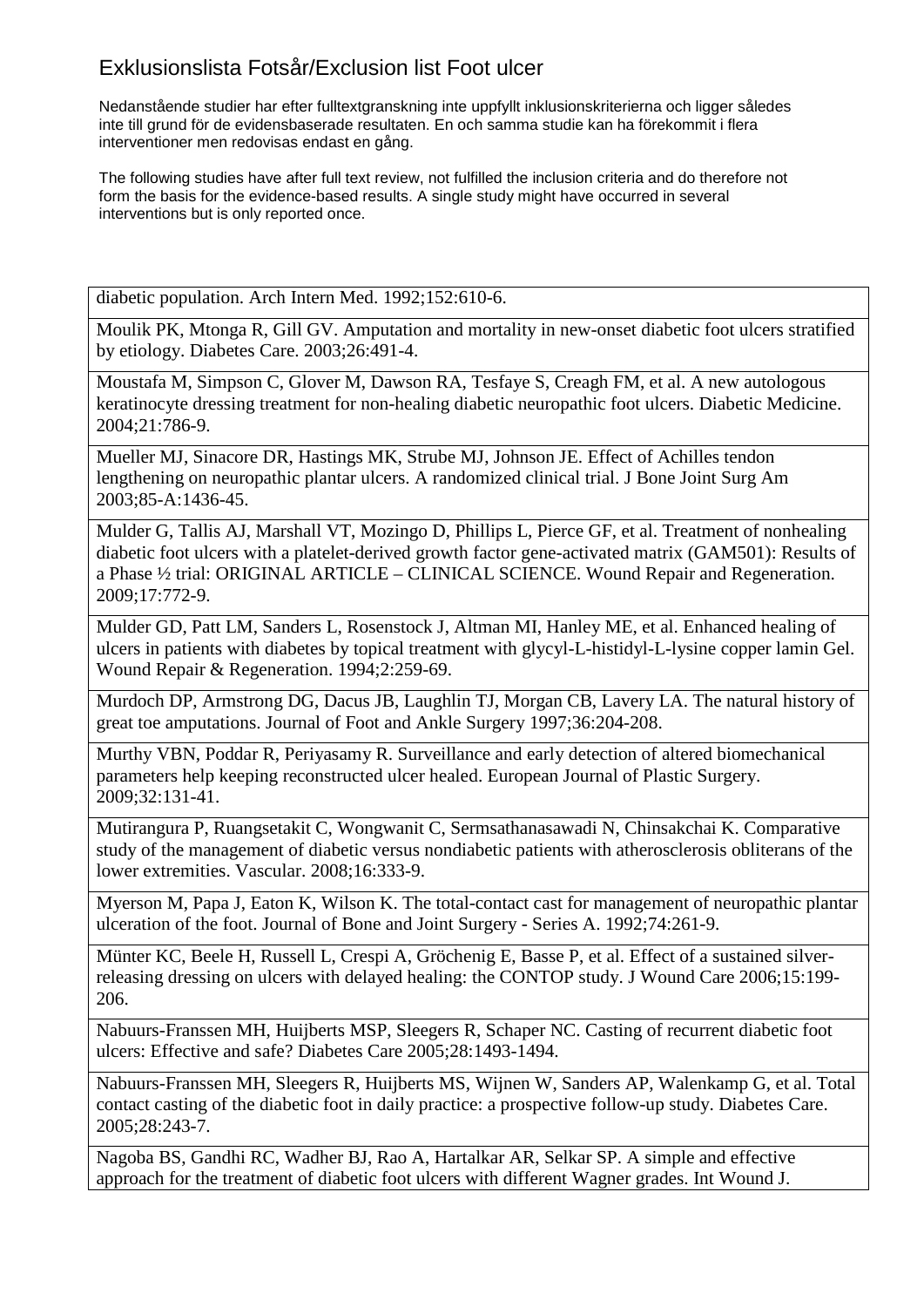# Exklusionslista Fotsår/Exclusion list Foot ulcer

Nedanstående studier har efter fulltextgranskning inte uppfyllt inklusionskriterierna och ligger således inte till grund för de evidensbaserade resultaten. En och samma studie kan ha förekommit i flera interventioner men redovisas endast en gång.

The following studies have after full text review, not fulfilled the inclusion criteria and do therefore not form the basis for the evidence-based results. A single study might have occurred in several interventions but is only reported once.

| |
|---|
| diabetic population. Arch Intern Med. 1992;152:610-6. |
| Moulik PK, Mtonga R, Gill GV. Amputation and mortality in new-onset diabetic foot ulcers stratified by etiology. Diabetes Care. 2003;26:491-4. |
| Moustafa M, Simpson C, Glover M, Dawson RA, Tesfaye S, Creagh FM, et al. A new autologous keratinocyte dressing treatment for non-healing diabetic neuropathic foot ulcers. Diabetic Medicine. 2004;21:786-9. |
| Mueller MJ, Sinacore DR, Hastings MK, Strube MJ, Johnson JE. Effect of Achilles tendon lengthening on neuropathic plantar ulcers. A randomized clinical trial. J Bone Joint Surg Am 2003;85-A:1436-45. |
| Mulder G, Tallis AJ, Marshall VT, Mozingo D, Phillips L, Pierce GF, et al. Treatment of nonhealing diabetic foot ulcers with a platelet-derived growth factor gene-activated matrix (GAM501): Results of a Phase ½ trial: ORIGINAL ARTICLE – CLINICAL SCIENCE. Wound Repair and Regeneration. 2009;17:772-9. |
| Mulder GD, Patt LM, Sanders L, Rosenstock J, Altman MI, Hanley ME, et al. Enhanced healing of ulcers in patients with diabetes by topical treatment with glycyl-L-histidyl-L-lysine copper lamin Gel. Wound Repair & Regeneration. 1994;2:259-69. |
| Murdoch DP, Armstrong DG, Dacus JB, Laughlin TJ, Morgan CB, Lavery LA. The natural history of great toe amputations. Journal of Foot and Ankle Surgery 1997;36:204-208. |
| Murthy VBN, Poddar R, Periyasamy R. Surveillance and early detection of altered biomechanical parameters help keeping reconstructed ulcer healed. European Journal of Plastic Surgery. 2009;32:131-41. |
| Mutirangura P, Ruangsetakit C, Wongwanit C, Sermsathanasawadi N, Chinsakchai K. Comparative study of the management of diabetic versus nondiabetic patients with atherosclerosis obliterans of the lower extremities. Vascular. 2008;16:333-9. |
| Myerson M, Papa J, Eaton K, Wilson K. The total-contact cast for management of neuropathic plantar ulceration of the foot. Journal of Bone and Joint Surgery - Series A. 1992;74:261-9. |
| Münter KC, Beele H, Russell L, Crespi A, Gröchenig E, Basse P, et al. Effect of a sustained silver-releasing dressing on ulcers with delayed healing: the CONTOP study. J Wound Care 2006;15:199-206. |
| Nabuurs-Franssen MH, Huijberts MSP, Sleegers R, Schaper NC. Casting of recurrent diabetic foot ulcers: Effective and safe? Diabetes Care 2005;28:1493-1494. |
| Nabuurs-Franssen MH, Sleegers R, Huijberts MS, Wijnen W, Sanders AP, Walenkamp G, et al. Total contact casting of the diabetic foot in daily practice: a prospective follow-up study. Diabetes Care. 2005;28:243-7. |
| Nagoba BS, Gandhi RC, Wadher BJ, Rao A, Hartalkar AR, Selkar SP. A simple and effective approach for the treatment of diabetic foot ulcers with different Wagner grades. Int Wound J. |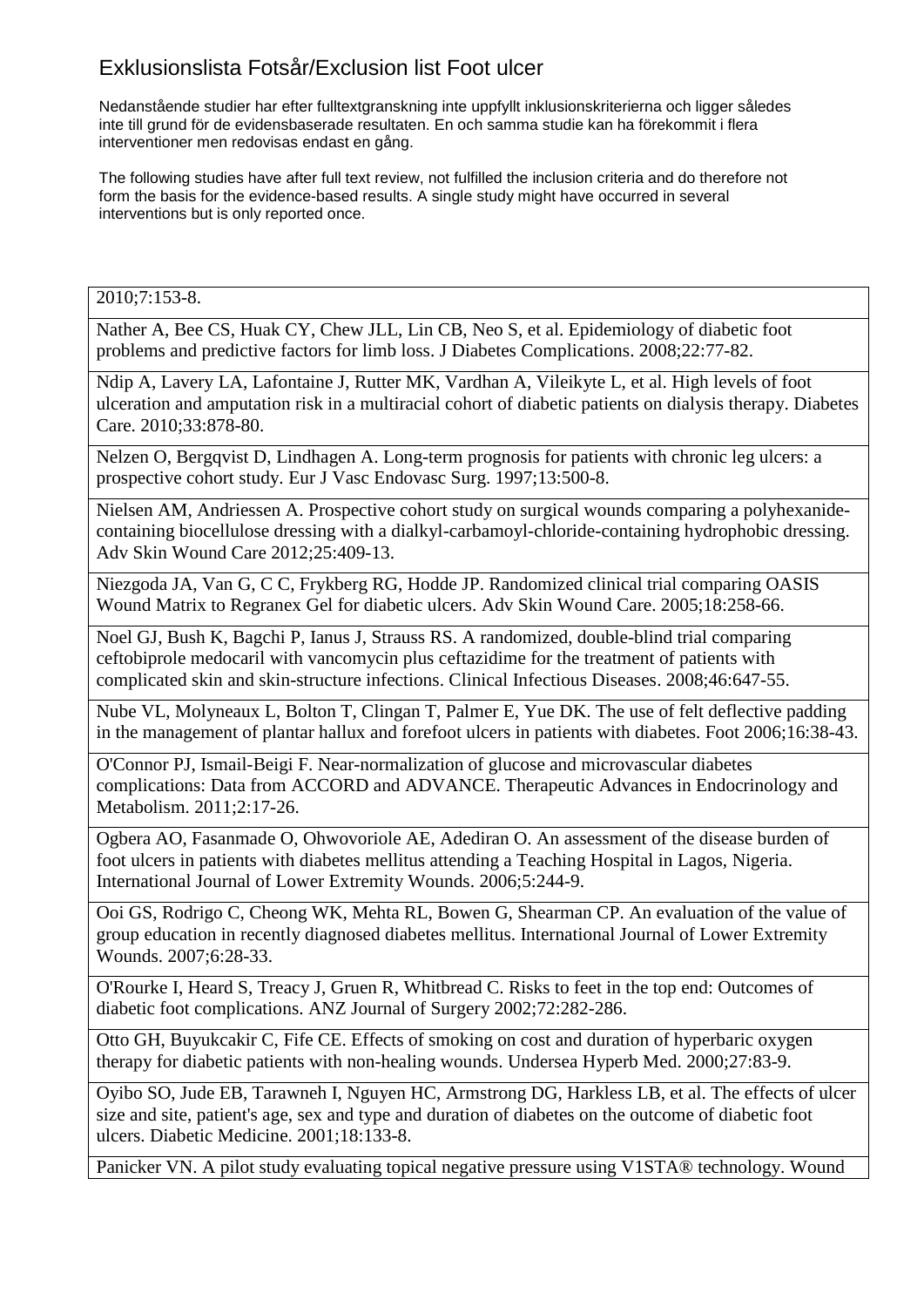# Exklusionslista Fotsår/Exclusion list Foot ulcer

Nedanstående studier har efter fulltextgranskning inte uppfyllt inklusionskriterierna och ligger således inte till grund för de evidensbaserade resultaten. En och samma studie kan ha förekommit i flera interventioner men redovisas endast en gång.

The following studies have after full text review, not fulfilled the inclusion criteria and do therefore not form the basis for the evidence-based results. A single study might have occurred in several interventions but is only reported once.

| |
|---|
| 2010;7:153-8. |
| Nather A, Bee CS, Huak CY, Chew JLL, Lin CB, Neo S, et al. Epidemiology of diabetic foot problems and predictive factors for limb loss. J Diabetes Complications. 2008;22:77-82. |
| Ndip A, Lavery LA, Lafontaine J, Rutter MK, Vardhan A, Vileikyte L, et al. High levels of foot ulceration and amputation risk in a multiracial cohort of diabetic patients on dialysis therapy. Diabetes Care. 2010;33:878-80. |
| Nelzen O, Bergqvist D, Lindhagen A. Long-term prognosis for patients with chronic leg ulcers: a prospective cohort study. Eur J Vasc Endovasc Surg. 1997;13:500-8. |
| Nielsen AM, Andriessen A. Prospective cohort study on surgical wounds comparing a polyhexanide-containing biocellulose dressing with a dialkyl-carbamoyl-chloride-containing hydrophobic dressing. Adv Skin Wound Care 2012;25:409-13. |
| Niezgoda JA, Van G, C C, Frykberg RG, Hodde JP. Randomized clinical trial comparing OASIS Wound Matrix to Regranex Gel for diabetic ulcers. Adv Skin Wound Care. 2005;18:258-66. |
| Noel GJ, Bush K, Bagchi P, Ianus J, Strauss RS. A randomized, double-blind trial comparing ceftobiprole medocaril with vancomycin plus ceftazidime for the treatment of patients with complicated skin and skin-structure infections. Clinical Infectious Diseases. 2008;46:647-55. |
| Nube VL, Molyneaux L, Bolton T, Clingan T, Palmer E, Yue DK. The use of felt deflective padding in the management of plantar hallux and forefoot ulcers in patients with diabetes. Foot 2006;16:38-43. |
| O'Connor PJ, Ismail-Beigi F. Near-normalization of glucose and microvascular diabetes complications: Data from ACCORD and ADVANCE. Therapeutic Advances in Endocrinology and Metabolism. 2011;2:17-26. |
| Ogbera AO, Fasanmade O, Ohwovoriole AE, Adediran O. An assessment of the disease burden of foot ulcers in patients with diabetes mellitus attending a Teaching Hospital in Lagos, Nigeria. International Journal of Lower Extremity Wounds. 2006;5:244-9. |
| Ooi GS, Rodrigo C, Cheong WK, Mehta RL, Bowen G, Shearman CP. An evaluation of the value of group education in recently diagnosed diabetes mellitus. International Journal of Lower Extremity Wounds. 2007;6:28-33. |
| O'Rourke I, Heard S, Treacy J, Gruen R, Whitbread C. Risks to feet in the top end: Outcomes of diabetic foot complications. ANZ Journal of Surgery 2002;72:282-286. |
| Otto GH, Buyukcakir C, Fife CE. Effects of smoking on cost and duration of hyperbaric oxygen therapy for diabetic patients with non-healing wounds. Undersea Hyperb Med. 2000;27:83-9. |
| Oyibo SO, Jude EB, Tarawneh I, Nguyen HC, Armstrong DG, Harkless LB, et al. The effects of ulcer size and site, patient's age, sex and type and duration of diabetes on the outcome of diabetic foot ulcers. Diabetic Medicine. 2001;18:133-8. |
| Panicker VN. A pilot study evaluating topical negative pressure using V1STA® technology. Wound |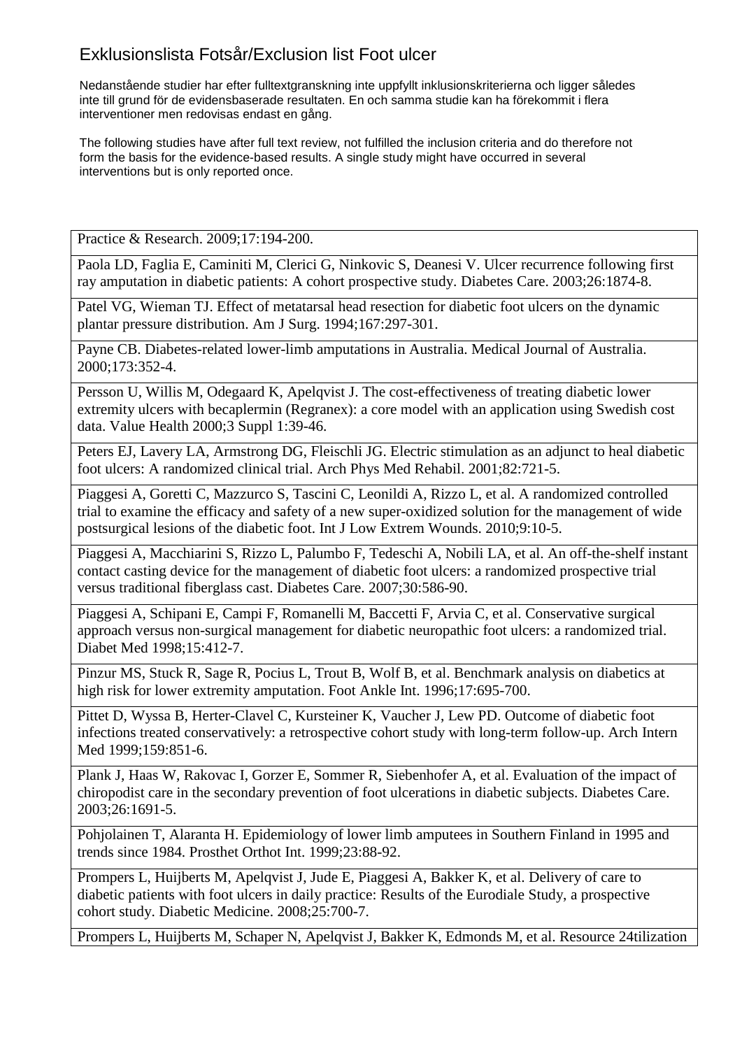# Exklusionslista Fotsår/Exclusion list Foot ulcer

Nedanstående studier har efter fulltextgranskning inte uppfyllt inklusionskriterierna och ligger således inte till grund för de evidensbaserade resultaten. En och samma studie kan ha förekommit i flera interventioner men redovisas endast en gång.

The following studies have after full text review, not fulfilled the inclusion criteria and do therefore not form the basis for the evidence-based results. A single study might have occurred in several interventions but is only reported once.

| |
|---|
| Practice & Research. 2009;17:194-200. |
| Paola LD, Faglia E, Caminiti M, Clerici G, Ninkovic S, Deanesi V. Ulcer recurrence following first ray amputation in diabetic patients: A cohort prospective study. Diabetes Care. 2003;26:1874-8. |
| Patel VG, Wieman TJ. Effect of metatarsal head resection for diabetic foot ulcers on the dynamic plantar pressure distribution. Am J Surg. 1994;167:297-301. |
| Payne CB. Diabetes-related lower-limb amputations in Australia. Medical Journal of Australia. 2000;173:352-4. |
| Persson U, Willis M, Odegaard K, Apelqvist J. The cost-effectiveness of treating diabetic lower extremity ulcers with becaplermin (Regranex): a core model with an application using Swedish cost data. Value Health 2000;3 Suppl 1:39-46. |
| Peters EJ, Lavery LA, Armstrong DG, Fleischli JG. Electric stimulation as an adjunct to heal diabetic foot ulcers: A randomized clinical trial. Arch Phys Med Rehabil. 2001;82:721-5. |
| Piaggesi A, Goretti C, Mazzurco S, Tascini C, Leonildi A, Rizzo L, et al. A randomized controlled trial to examine the efficacy and safety of a new super-oxidized solution for the management of wide postsurgical lesions of the diabetic foot. Int J Low Extrem Wounds. 2010;9:10-5. |
| Piaggesi A, Macchiarini S, Rizzo L, Palumbo F, Tedeschi A, Nobili LA, et al. An off-the-shelf instant contact casting device for the management of diabetic foot ulcers: a randomized prospective trial versus traditional fiberglass cast. Diabetes Care. 2007;30:586-90. |
| Piaggesi A, Schipani E, Campi F, Romanelli M, Baccetti F, Arvia C, et al. Conservative surgical approach versus non-surgical management for diabetic neuropathic foot ulcers: a randomized trial. Diabet Med 1998;15:412-7. |
| Pinzur MS, Stuck R, Sage R, Pocius L, Trout B, Wolf B, et al. Benchmark analysis on diabetics at high risk for lower extremity amputation. Foot Ankle Int. 1996;17:695-700. |
| Pittet D, Wyssa B, Herter-Clavel C, Kursteiner K, Vaucher J, Lew PD. Outcome of diabetic foot infections treated conservatively: a retrospective cohort study with long-term follow-up. Arch Intern Med 1999;159:851-6. |
| Plank J, Haas W, Rakovac I, Gorzer E, Sommer R, Siebenhofer A, et al. Evaluation of the impact of chiropodist care in the secondary prevention of foot ulcerations in diabetic subjects. Diabetes Care. 2003;26:1691-5. |
| Pohjolainen T, Alaranta H. Epidemiology of lower limb amputees in Southern Finland in 1995 and trends since 1984. Prosthet Orthot Int. 1999;23:88-92. |
| Prompers L, Huijberts M, Apelqvist J, Jude E, Piaggesi A, Bakker K, et al. Delivery of care to diabetic patients with foot ulcers in daily practice: Results of the Eurodiale Study, a prospective cohort study. Diabetic Medicine. 2008;25:700-7. |
| Prompers L, Huijberts M, Schaper N, Apelqvist J, Bakker K, Edmonds M, et al. Resource 24tilization |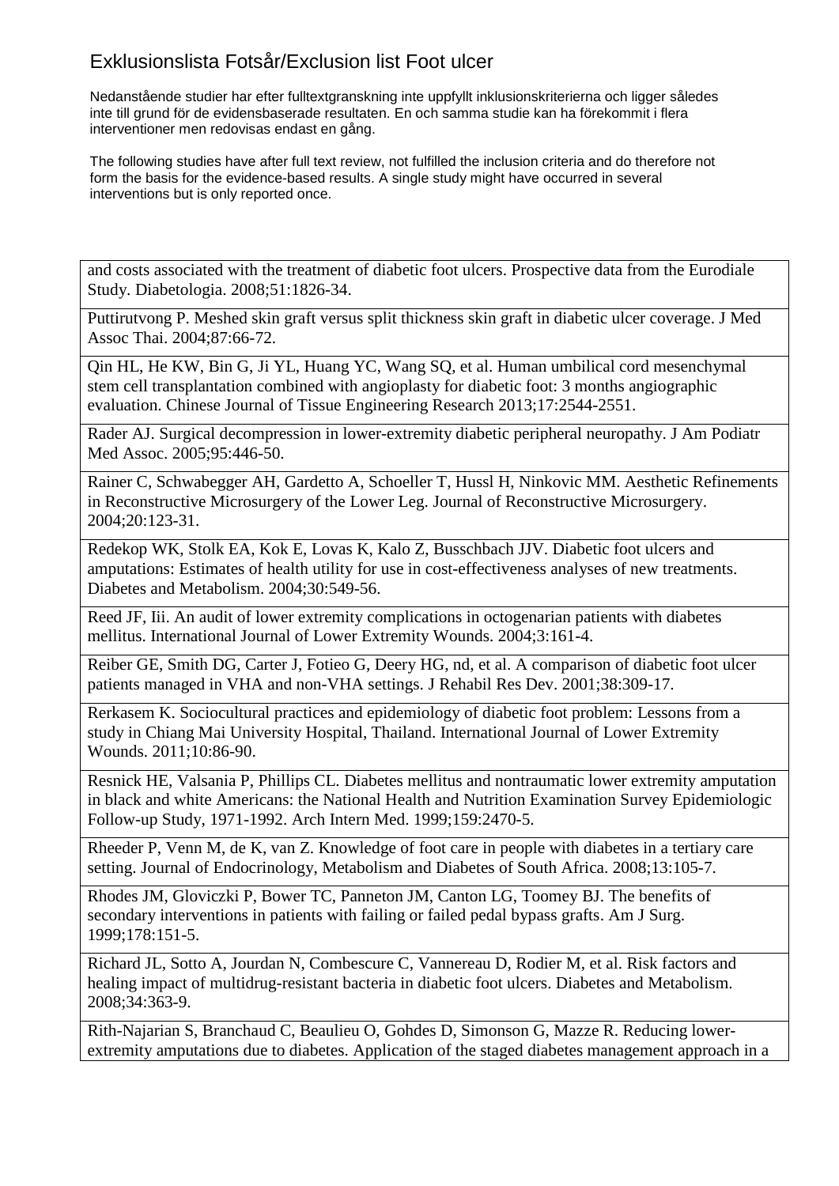# Exklusionslista Fotsår/Exclusion list Foot ulcer

Nedanstående studier har efter fulltextgranskning inte uppfyllt inklusionskriterierna och ligger således inte till grund för de evidensbaserade resultaten. En och samma studie kan ha förekommit i flera interventioner men redovisas endast en gång.

The following studies have after full text review, not fulfilled the inclusion criteria and do therefore not form the basis for the evidence-based results. A single study might have occurred in several interventions but is only reported once.

| |
|---|
| and costs associated with the treatment of diabetic foot ulcers. Prospective data from the Eurodiale Study. Diabetologia. 2008;51:1826-34. |
| Puttirutvong P. Meshed skin graft versus split thickness skin graft in diabetic ulcer coverage. J Med Assoc Thai. 2004;87:66-72. |
| Qin HL, He KW, Bin G, Ji YL, Huang YC, Wang SQ, et al. Human umbilical cord mesenchymal stem cell transplantation combined with angioplasty for diabetic foot: 3 months angiographic evaluation. Chinese Journal of Tissue Engineering Research 2013;17:2544-2551. |
| Rader AJ. Surgical decompression in lower-extremity diabetic peripheral neuropathy. J Am Podiatr Med Assoc. 2005;95:446-50. |
| Rainer C, Schwabegger AH, Gardetto A, Schoeller T, Hussl H, Ninkovic MM. Aesthetic Refinements in Reconstructive Microsurgery of the Lower Leg. Journal of Reconstructive Microsurgery. 2004;20:123-31. |
| Redekop WK, Stolk EA, Kok E, Lovas K, Kalo Z, Busschbach JJV. Diabetic foot ulcers and amputations: Estimates of health utility for use in cost-effectiveness analyses of new treatments. Diabetes and Metabolism. 2004;30:549-56. |
| Reed JF, Iii. An audit of lower extremity complications in octogenarian patients with diabetes mellitus. International Journal of Lower Extremity Wounds. 2004;3:161-4. |
| Reiber GE, Smith DG, Carter J, Fotieo G, Deery HG, nd, et al. A comparison of diabetic foot ulcer patients managed in VHA and non-VHA settings. J Rehabil Res Dev. 2001;38:309-17. |
| Rerkasem K. Sociocultural practices and epidemiology of diabetic foot problem: Lessons from a study in Chiang Mai University Hospital, Thailand. International Journal of Lower Extremity Wounds. 2011;10:86-90. |
| Resnick HE, Valsania P, Phillips CL. Diabetes mellitus and nontraumatic lower extremity amputation in black and white Americans: the National Health and Nutrition Examination Survey Epidemiologic Follow-up Study, 1971-1992. Arch Intern Med. 1999;159:2470-5. |
| Rheeder P, Venn M, de K, van Z. Knowledge of foot care in people with diabetes in a tertiary care setting. Journal of Endocrinology, Metabolism and Diabetes of South Africa. 2008;13:105-7. |
| Rhodes JM, Gloviczki P, Bower TC, Panneton JM, Canton LG, Toomey BJ. The benefits of secondary interventions in patients with failing or failed pedal bypass grafts. Am J Surg. 1999;178:151-5. |
| Richard JL, Sotto A, Jourdan N, Combescure C, Vannereau D, Rodier M, et al. Risk factors and healing impact of multidrug-resistant bacteria in diabetic foot ulcers. Diabetes and Metabolism. 2008;34:363-9. |
| Rith-Najarian S, Branchaud C, Beaulieu O, Gohdes D, Simonson G, Mazze R. Reducing lower-extremity amputations due to diabetes. Application of the staged diabetes management approach in a |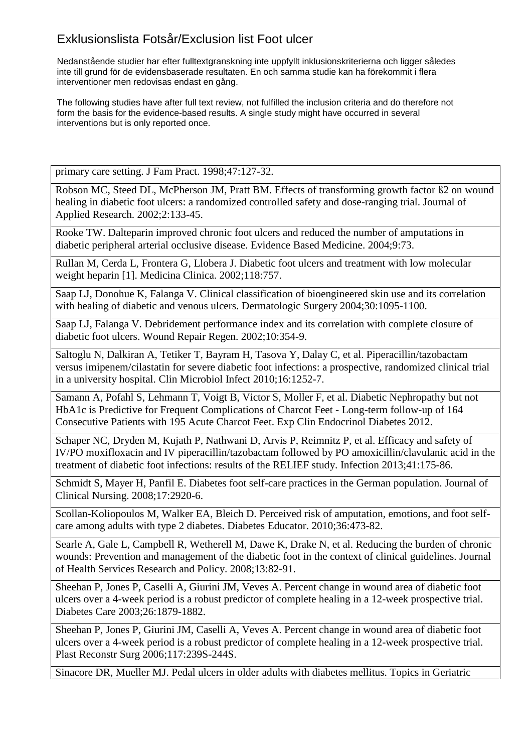# Exklusionslista Fotsår/Exclusion list Foot ulcer

Nedanstående studier har efter fulltextgranskning inte uppfyllt inklusionskriterierna och ligger således inte till grund för de evidensbaserade resultaten. En och samma studie kan ha förekommit i flera interventioner men redovisas endast en gång.

The following studies have after full text review, not fulfilled the inclusion criteria and do therefore not form the basis for the evidence-based results. A single study might have occurred in several interventions but is only reported once.

| |
|---|
| primary care setting. J Fam Pract. 1998;47:127-32. |
| Robson MC, Steed DL, McPherson JM, Pratt BM. Effects of transforming growth factor ß2 on wound healing in diabetic foot ulcers: a randomized controlled safety and dose-ranging trial. Journal of Applied Research. 2002;2:133-45. |
| Rooke TW. Dalteparin improved chronic foot ulcers and reduced the number of amputations in diabetic peripheral arterial occlusive disease. Evidence Based Medicine. 2004;9:73. |
| Rullan M, Cerda L, Frontera G, Llobera J. Diabetic foot ulcers and treatment with low molecular weight heparin [1]. Medicina Clinica. 2002;118:757. |
| Saap LJ, Donohue K, Falanga V. Clinical classification of bioengineered skin use and its correlation with healing of diabetic and venous ulcers. Dermatologic Surgery 2004;30:1095-1100. |
| Saap LJ, Falanga V. Debridement performance index and its correlation with complete closure of diabetic foot ulcers. Wound Repair Regen. 2002;10:354-9. |
| Saltoglu N, Dalkiran A, Tetiker T, Bayram H, Tasova Y, Dalay C, et al. Piperacillin/tazobactam versus imipenem/cilastatin for severe diabetic foot infections: a prospective, randomized clinical trial in a university hospital. Clin Microbiol Infect 2010;16:1252-7. |
| Samann A, Pofahl S, Lehmann T, Voigt B, Victor S, Moller F, et al. Diabetic Nephropathy but not HbA1c is Predictive for Frequent Complications of Charcot Feet - Long-term follow-up of 164 Consecutive Patients with 195 Acute Charcot Feet. Exp Clin Endocrinol Diabetes 2012. |
| Schaper NC, Dryden M, Kujath P, Nathwani D, Arvis P, Reimnitz P, et al. Efficacy and safety of IV/PO moxifloxacin and IV piperacillin/tazobactam followed by PO amoxicillin/clavulanic acid in the treatment of diabetic foot infections: results of the RELIEF study. Infection 2013;41:175-86. |
| Schmidt S, Mayer H, Panfil E. Diabetes foot self-care practices in the German population. Journal of Clinical Nursing. 2008;17:2920-6. |
| Scollan-Koliopoulos M, Walker EA, Bleich D. Perceived risk of amputation, emotions, and foot self-care among adults with type 2 diabetes. Diabetes Educator. 2010;36:473-82. |
| Searle A, Gale L, Campbell R, Wetherell M, Dawe K, Drake N, et al. Reducing the burden of chronic wounds: Prevention and management of the diabetic foot in the context of clinical guidelines. Journal of Health Services Research and Policy. 2008;13:82-91. |
| Sheehan P, Jones P, Caselli A, Giurini JM, Veves A. Percent change in wound area of diabetic foot ulcers over a 4-week period is a robust predictor of complete healing in a 12-week prospective trial. Diabetes Care 2003;26:1879-1882. |
| Sheehan P, Jones P, Giurini JM, Caselli A, Veves A. Percent change in wound area of diabetic foot ulcers over a 4-week period is a robust predictor of complete healing in a 12-week prospective trial. Plast Reconstr Surg 2006;117:239S-244S. |
| Sinacore DR, Mueller MJ. Pedal ulcers in older adults with diabetes mellitus. Topics in Geriatric |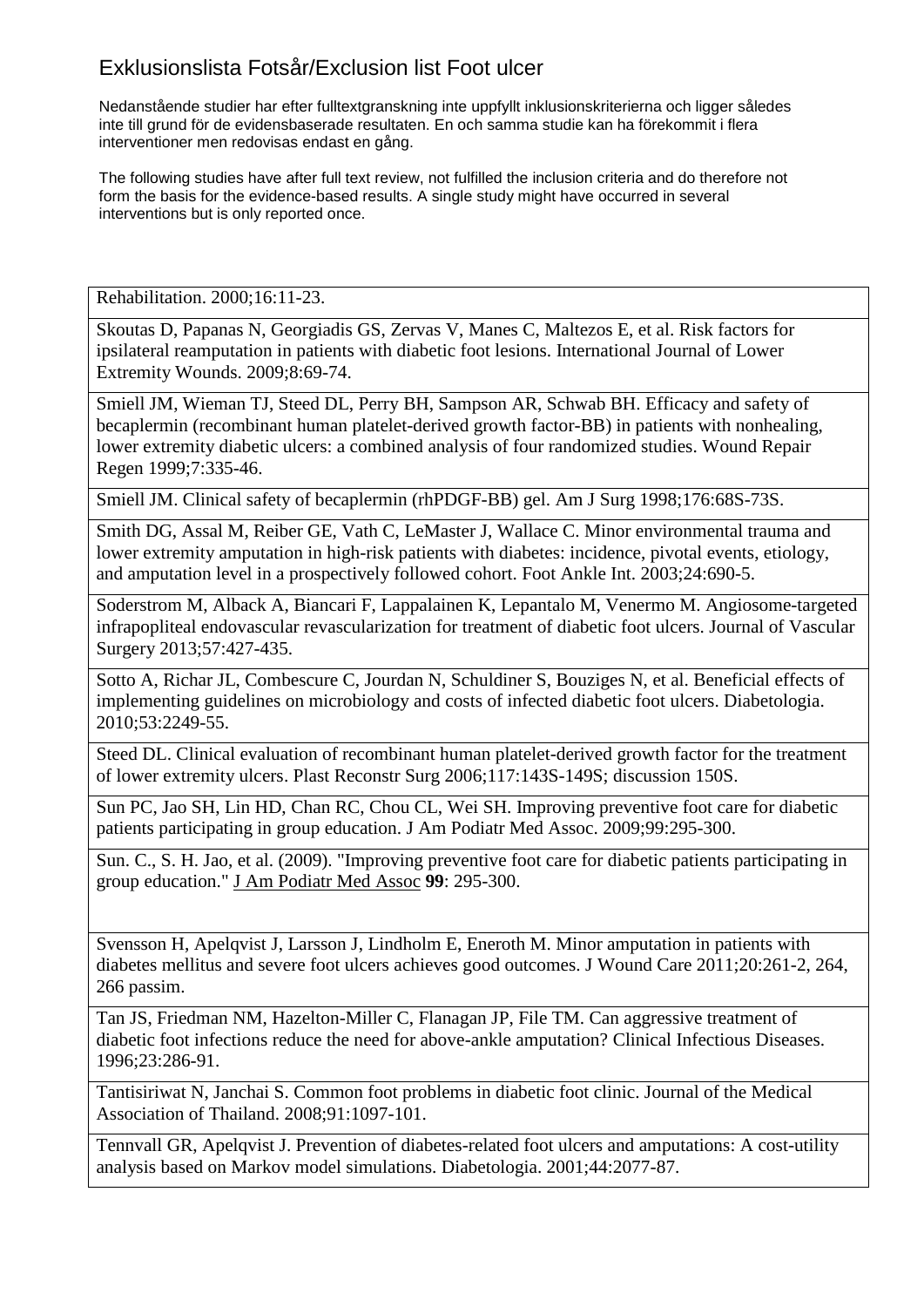# Exklusionslista Fotsår/Exclusion list Foot ulcer

Nedanstående studier har efter fulltextgranskning inte uppfyllt inklusionskriterierna och ligger således inte till grund för de evidensbaserade resultaten. En och samma studie kan ha förekommit i flera interventioner men redovisas endast en gång.

The following studies have after full text review, not fulfilled the inclusion criteria and do therefore not form the basis for the evidence-based results. A single study might have occurred in several interventions but is only reported once.

| |
|---|
| Rehabilitation. 2000;16:11-23. |
| Skoutas D, Papanas N, Georgiadis GS, Zervas V, Manes C, Maltezos E, et al. Risk factors for ipsilateral reamputation in patients with diabetic foot lesions. International Journal of Lower Extremity Wounds. 2009;8:69-74. |
| Smiell JM, Wieman TJ, Steed DL, Perry BH, Sampson AR, Schwab BH. Efficacy and safety of becaplermin (recombinant human platelet-derived growth factor-BB) in patients with nonhealing, lower extremity diabetic ulcers: a combined analysis of four randomized studies. Wound Repair Regen 1999;7:335-46. |
| Smiell JM. Clinical safety of becaplermin (rhPDGF-BB) gel. Am J Surg 1998;176:68S-73S. |
| Smith DG, Assal M, Reiber GE, Vath C, LeMaster J, Wallace C. Minor environmental trauma and lower extremity amputation in high-risk patients with diabetes: incidence, pivotal events, etiology, and amputation level in a prospectively followed cohort. Foot Ankle Int. 2003;24:690-5. |
| Soderstrom M, Alback A, Biancari F, Lappalainen K, Lepantalo M, Venermo M. Angiosome-targeted infrapopliteal endovascular revascularization for treatment of diabetic foot ulcers. Journal of Vascular Surgery 2013;57:427-435. |
| Sotto A, Richar JL, Combescure C, Jourdan N, Schuldiner S, Bouziges N, et al. Beneficial effects of implementing guidelines on microbiology and costs of infected diabetic foot ulcers. Diabetologia. 2010;53:2249-55. |
| Steed DL. Clinical evaluation of recombinant human platelet-derived growth factor for the treatment of lower extremity ulcers. Plast Reconstr Surg 2006;117:143S-149S; discussion 150S. |
| Sun PC, Jao SH, Lin HD, Chan RC, Chou CL, Wei SH. Improving preventive foot care for diabetic patients participating in group education. J Am Podiatr Med Assoc. 2009;99:295-300. |
| Sun. C., S. H. Jao, et al. (2009). "Improving preventive foot care for diabetic patients participating in group education." J Am Podiatr Med Assoc **99**: 295-300. |
| Svensson H, Apelqvist J, Larsson J, Lindholm E, Eneroth M. Minor amputation in patients with diabetes mellitus and severe foot ulcers achieves good outcomes. J Wound Care 2011;20:261-2, 264, 266 passim. |
| Tan JS, Friedman NM, Hazelton-Miller C, Flanagan JP, File TM. Can aggressive treatment of diabetic foot infections reduce the need for above-ankle amputation? Clinical Infectious Diseases. 1996;23:286-91. |
| Tantisiriwat N, Janchai S. Common foot problems in diabetic foot clinic. Journal of the Medical Association of Thailand. 2008;91:1097-101. |
| Tennvall GR, Apelqvist J. Prevention of diabetes-related foot ulcers and amputations: A cost-utility analysis based on Markov model simulations. Diabetologia. 2001;44:2077-87. |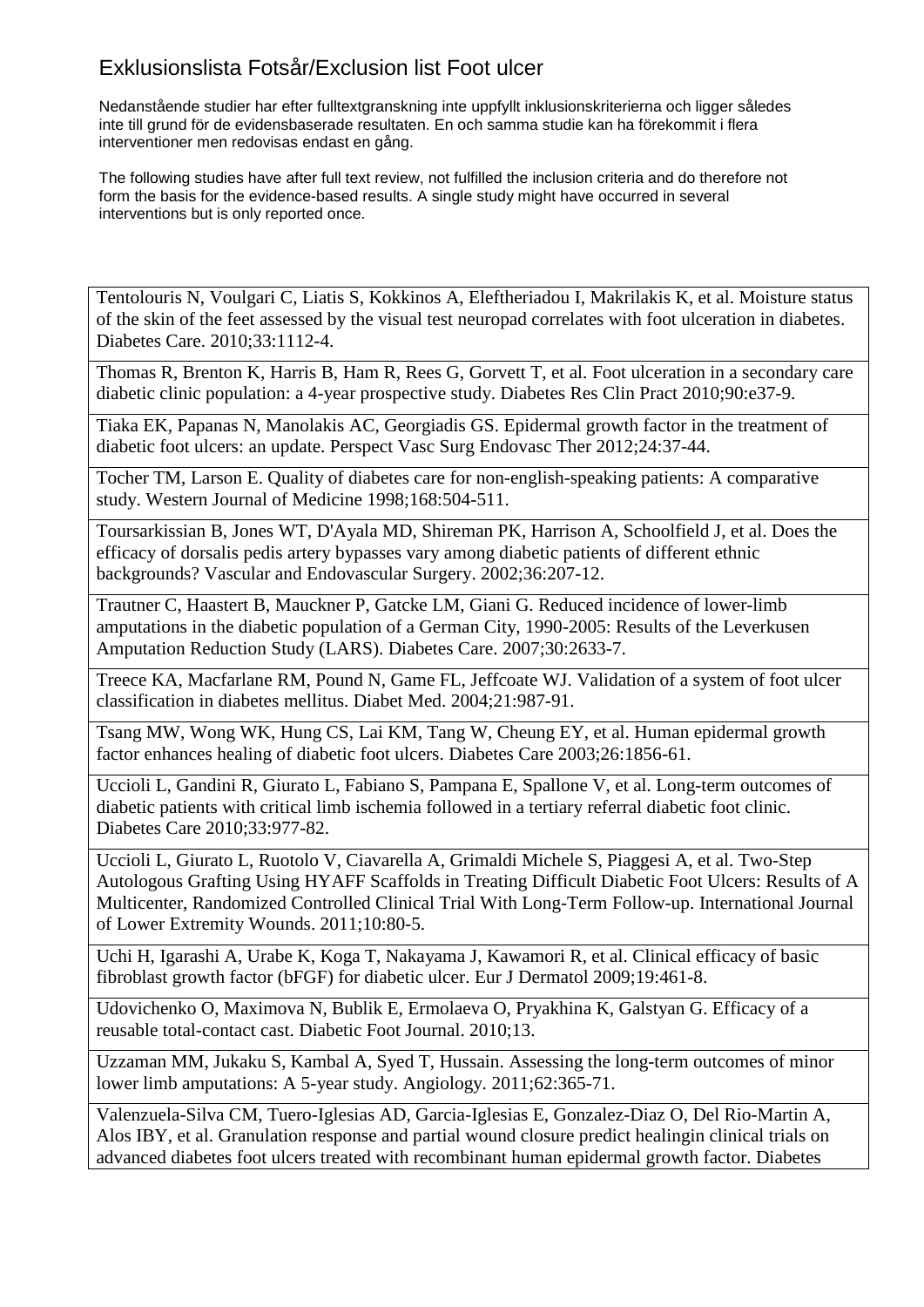# Exklusionslista Fotsår/Exclusion list Foot ulcer

Nedanstående studier har efter fulltextgranskning inte uppfyllt inklusionskriterierna och ligger således inte till grund för de evidensbaserade resultaten. En och samma studie kan ha förekommit i flera interventioner men redovisas endast en gång.

The following studies have after full text review, not fulfilled the inclusion criteria and do therefore not form the basis for the evidence-based results. A single study might have occurred in several interventions but is only reported once.

| |
|---|
| Tentolouris N, Voulgari C, Liatis S, Kokkinos A, Eleftheriadou I, Makrilakis K, et al. Moisture status of the skin of the feet assessed by the visual test neuropad correlates with foot ulceration in diabetes. Diabetes Care. 2010;33:1112-4. |
| Thomas R, Brenton K, Harris B, Ham R, Rees G, Gorvett T, et al. Foot ulceration in a secondary care diabetic clinic population: a 4-year prospective study. Diabetes Res Clin Pract 2010;90:e37-9. |
| Tiaka EK, Papanas N, Manolakis AC, Georgiadis GS. Epidermal growth factor in the treatment of diabetic foot ulcers: an update. Perspect Vasc Surg Endovasc Ther 2012;24:37-44. |
| Tocher TM, Larson E. Quality of diabetes care for non-english-speaking patients: A comparative study. Western Journal of Medicine 1998;168:504-511. |
| Toursarkissian B, Jones WT, D'Ayala MD, Shireman PK, Harrison A, Schoolfield J, et al. Does the efficacy of dorsalis pedis artery bypasses vary among diabetic patients of different ethnic backgrounds? Vascular and Endovascular Surgery. 2002;36:207-12. |
| Trautner C, Haastert B, Mauckner P, Gatcke LM, Giani G. Reduced incidence of lower-limb amputations in the diabetic population of a German City, 1990-2005: Results of the Leverkusen Amputation Reduction Study (LARS). Diabetes Care. 2007;30:2633-7. |
| Treece KA, Macfarlane RM, Pound N, Game FL, Jeffcoate WJ. Validation of a system of foot ulcer classification in diabetes mellitus. Diabet Med. 2004;21:987-91. |
| Tsang MW, Wong WK, Hung CS, Lai KM, Tang W, Cheung EY, et al. Human epidermal growth factor enhances healing of diabetic foot ulcers. Diabetes Care 2003;26:1856-61. |
| Uccioli L, Gandini R, Giurato L, Fabiano S, Pampana E, Spallone V, et al. Long-term outcomes of diabetic patients with critical limb ischemia followed in a tertiary referral diabetic foot clinic. Diabetes Care 2010;33:977-82. |
| Uccioli L, Giurato L, Ruotolo V, Ciavarella A, Grimaldi Michele S, Piaggesi A, et al. Two-Step Autologous Grafting Using HYAFF Scaffolds in Treating Difficult Diabetic Foot Ulcers: Results of A Multicenter, Randomized Controlled Clinical Trial With Long-Term Follow-up. International Journal of Lower Extremity Wounds. 2011;10:80-5. |
| Uchi H, Igarashi A, Urabe K, Koga T, Nakayama J, Kawamori R, et al. Clinical efficacy of basic fibroblast growth factor (bFGF) for diabetic ulcer. Eur J Dermatol 2009;19:461-8. |
| Udovichenko O, Maximova N, Bublik E, Ermolaeva O, Pryakhina K, Galstyan G. Efficacy of a reusable total-contact cast. Diabetic Foot Journal. 2010;13. |
| Uzzaman MM, Jukaku S, Kambal A, Syed T, Hussain. Assessing the long-term outcomes of minor lower limb amputations: A 5-year study. Angiology. 2011;62:365-71. |
| Valenzuela-Silva CM, Tuero-Iglesias AD, Garcia-Iglesias E, Gonzalez-Diaz O, Del Rio-Martin A, Alos IBY, et al. Granulation response and partial wound closure predict healingin clinical trials on advanced diabetes foot ulcers treated with recombinant human epidermal growth factor. Diabetes |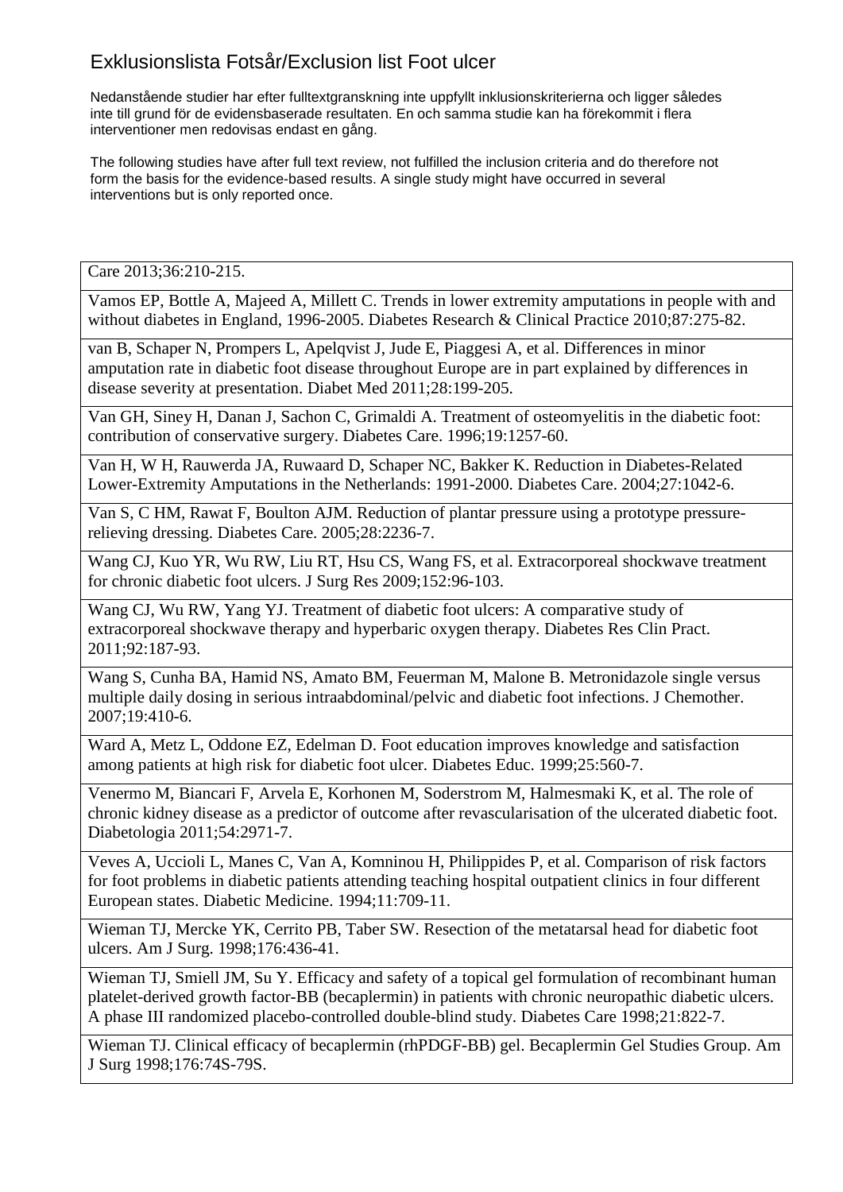# Exklusionslista Fotsår/Exclusion list Foot ulcer

Nedanstående studier har efter fulltextgranskning inte uppfyllt inklusionskriterierna och ligger således inte till grund för de evidensbaserade resultaten. En och samma studie kan ha förekommit i flera interventioner men redovisas endast en gång.

The following studies have after full text review, not fulfilled the inclusion criteria and do therefore not form the basis for the evidence-based results. A single study might have occurred in several interventions but is only reported once.

| |
|---|
| Care 2013;36:210-215. |
| Vamos EP, Bottle A, Majeed A, Millett C. Trends in lower extremity amputations in people with and without diabetes in England, 1996-2005. Diabetes Research & Clinical Practice 2010;87:275-82. |
| van B, Schaper N, Prompers L, Apelqvist J, Jude E, Piaggesi A, et al. Differences in minor amputation rate in diabetic foot disease throughout Europe are in part explained by differences in disease severity at presentation. Diabet Med 2011;28:199-205. |
| Van GH, Siney H, Danan J, Sachon C, Grimaldi A. Treatment of osteomyelitis in the diabetic foot: contribution of conservative surgery. Diabetes Care. 1996;19:1257-60. |
| Van H, W H, Rauwerda JA, Ruwaard D, Schaper NC, Bakker K. Reduction in Diabetes-Related Lower-Extremity Amputations in the Netherlands: 1991-2000. Diabetes Care. 2004;27:1042-6. |
| Van S, C HM, Rawat F, Boulton AJM. Reduction of plantar pressure using a prototype pressure-relieving dressing. Diabetes Care. 2005;28:2236-7. |
| Wang CJ, Kuo YR, Wu RW, Liu RT, Hsu CS, Wang FS, et al. Extracorporeal shockwave treatment for chronic diabetic foot ulcers. J Surg Res 2009;152:96-103. |
| Wang CJ, Wu RW, Yang YJ. Treatment of diabetic foot ulcers: A comparative study of extracorporeal shockwave therapy and hyperbaric oxygen therapy. Diabetes Res Clin Pract. 2011;92:187-93. |
| Wang S, Cunha BA, Hamid NS, Amato BM, Feuerman M, Malone B. Metronidazole single versus multiple daily dosing in serious intraabdominal/pelvic and diabetic foot infections. J Chemother. 2007;19:410-6. |
| Ward A, Metz L, Oddone EZ, Edelman D. Foot education improves knowledge and satisfaction among patients at high risk for diabetic foot ulcer. Diabetes Educ. 1999;25:560-7. |
| Venermo M, Biancari F, Arvela E, Korhonen M, Soderstrom M, Halmesmaki K, et al. The role of chronic kidney disease as a predictor of outcome after revascularisation of the ulcerated diabetic foot. Diabetologia 2011;54:2971-7. |
| Veves A, Uccioli L, Manes C, Van A, Komninou H, Philippides P, et al. Comparison of risk factors for foot problems in diabetic patients attending teaching hospital outpatient clinics in four different European states. Diabetic Medicine. 1994;11:709-11. |
| Wieman TJ, Mercke YK, Cerrito PB, Taber SW. Resection of the metatarsal head for diabetic foot ulcers. Am J Surg. 1998;176:436-41. |
| Wieman TJ, Smiell JM, Su Y. Efficacy and safety of a topical gel formulation of recombinant human platelet-derived growth factor-BB (becaplermin) in patients with chronic neuropathic diabetic ulcers. A phase III randomized placebo-controlled double-blind study. Diabetes Care 1998;21:822-7. |
| Wieman TJ. Clinical efficacy of becaplermin (rhPDGF-BB) gel. Becaplermin Gel Studies Group. Am J Surg 1998;176:74S-79S. |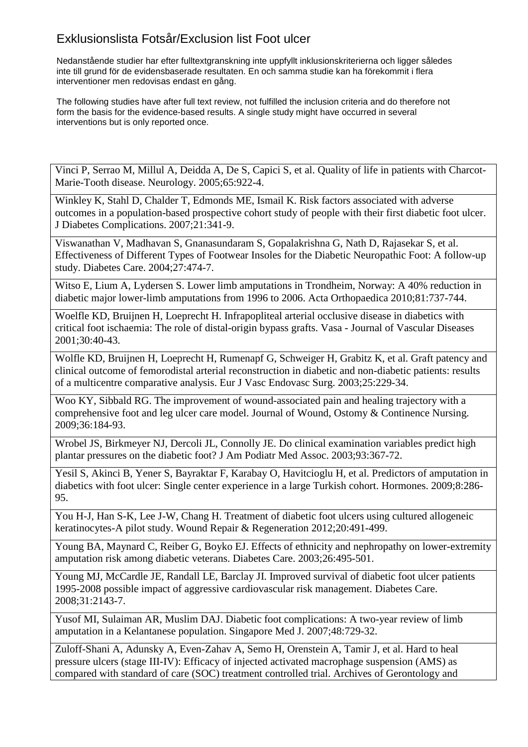# Exklusionslista Fotsår/Exclusion list Foot ulcer

Nedanstående studier har efter fulltextgranskning inte uppfyllt inklusionskriterierna och ligger således inte till grund för de evidensbaserade resultaten. En och samma studie kan ha förekommit i flera interventioner men redovisas endast en gång.

The following studies have after full text review, not fulfilled the inclusion criteria and do therefore not form the basis for the evidence-based results. A single study might have occurred in several interventions but is only reported once.

| |
|---|
| Vinci P, Serrao M, Millul A, Deidda A, De S, Capici S, et al. Quality of life in patients with Charcot-Marie-Tooth disease. Neurology. 2005;65:922-4. |
| Winkley K, Stahl D, Chalder T, Edmonds ME, Ismail K. Risk factors associated with adverse outcomes in a population-based prospective cohort study of people with their first diabetic foot ulcer. J Diabetes Complications. 2007;21:341-9. |
| Viswanathan V, Madhavan S, Gnanasundaram S, Gopalakrishna G, Nath D, Rajasekar S, et al. Effectiveness of Different Types of Footwear Insoles for the Diabetic Neuropathic Foot: A follow-up study. Diabetes Care. 2004;27:474-7. |
| Witso E, Lium A, Lydersen S. Lower limb amputations in Trondheim, Norway: A 40% reduction in diabetic major lower-limb amputations from 1996 to 2006. Acta Orthopaedica 2010;81:737-744. |
| Woelfle KD, Bruijnen H, Loeprecht H. Infrapopliteal arterial occlusive disease in diabetics with critical foot ischaemia: The role of distal-origin bypass grafts. Vasa - Journal of Vascular Diseases 2001;30:40-43. |
| Wolfle KD, Bruijnen H, Loeprecht H, Rumenapf G, Schweiger H, Grabitz K, et al. Graft patency and clinical outcome of femorodistal arterial reconstruction in diabetic and non-diabetic patients: results of a multicentre comparative analysis. Eur J Vasc Endovasc Surg. 2003;25:229-34. |
| Woo KY, Sibbald RG. The improvement of wound-associated pain and healing trajectory with a comprehensive foot and leg ulcer care model. Journal of Wound, Ostomy & Continence Nursing. 2009;36:184-93. |
| Wrobel JS, Birkmeyer NJ, Dercoli JL, Connolly JE. Do clinical examination variables predict high plantar pressures on the diabetic foot? J Am Podiatr Med Assoc. 2003;93:367-72. |
| Yesil S, Akinci B, Yener S, Bayraktar F, Karabay O, Havitcioglu H, et al. Predictors of amputation in diabetics with foot ulcer: Single center experience in a large Turkish cohort. Hormones. 2009;8:286-95. |
| You H-J, Han S-K, Lee J-W, Chang H. Treatment of diabetic foot ulcers using cultured allogeneic keratinocytes-A pilot study. Wound Repair & Regeneration 2012;20:491-499. |
| Young BA, Maynard C, Reiber G, Boyko EJ. Effects of ethnicity and nephropathy on lower-extremity amputation risk among diabetic veterans. Diabetes Care. 2003;26:495-501. |
| Young MJ, McCardle JE, Randall LE, Barclay JI. Improved survival of diabetic foot ulcer patients 1995-2008 possible impact of aggressive cardiovascular risk management. Diabetes Care. 2008;31:2143-7. |
| Yusof MI, Sulaiman AR, Muslim DAJ. Diabetic foot complications: A two-year review of limb amputation in a Kelantanese population. Singapore Med J. 2007;48:729-32. |
| Zuloff-Shani A, Adunsky A, Even-Zahav A, Semo H, Orenstein A, Tamir J, et al. Hard to heal pressure ulcers (stage III-IV): Efficacy of injected activated macrophage suspension (AMS) as compared with standard of care (SOC) treatment controlled trial. Archives of Gerontology and |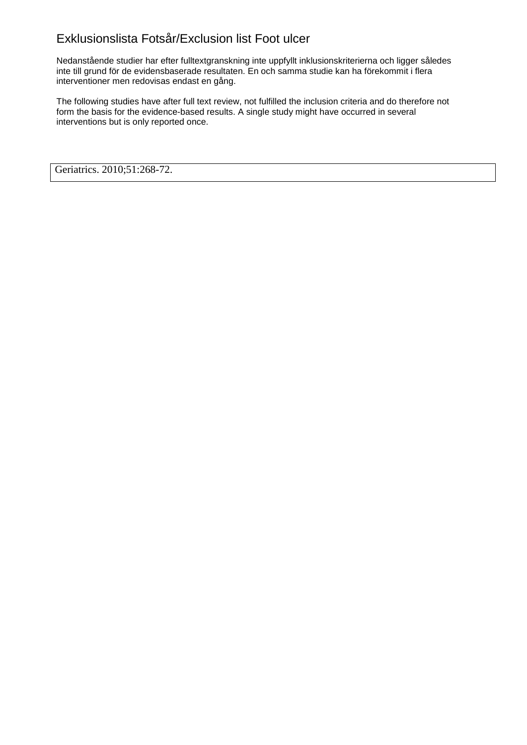# Exklusionslista Fotsår/Exclusion list Foot ulcer

Nedanstående studier har efter fulltextgranskning inte uppfyllt inklusionskriterierna och ligger således inte till grund för de evidensbaserade resultaten. En och samma studie kan ha förekommit i flera interventioner men redovisas endast en gång.

The following studies have after full text review, not fulfilled the inclusion criteria and do therefore not form the basis for the evidence-based results. A single study might have occurred in several interventions but is only reported once.

| |
|---|
| Geriatrics. 2010;51:268-72. |